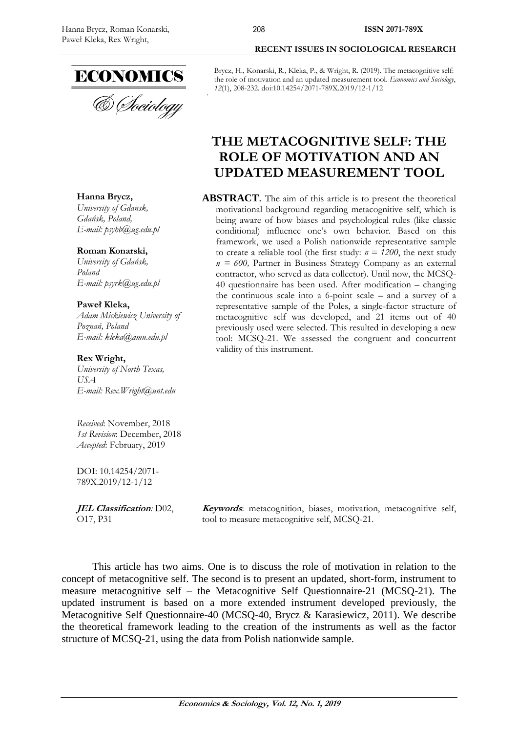Brycz, H., Konarski, R., Kleka, P., & Wright, R. (2019). The metacognitive self: the role of motivation and an updated measurement tool. *Economics and Sociology*, *12*(1), 208-232. doi:10.14254/2071-789X.2019/12-1/12

# THE METACOGNITIVE SELF: THE ROLE OF MOTIVATION AND AN UPDATED MEASUREMENT TOOL

**Hanna Brycz,**
*University of Gdansk, Gdańsk, Poland,*
*E-mail: psyhb@ug.edu.pl*

**Roman Konarski,**
*University of Gdańsk, Poland*
*E-mail: psyrk@ug.edu.pl*

**Paweł Kleka,**
*Adam Mickiewicz University of Poznań, Poland*
*E-mail: kleka@amu.edu.pl*

**Rex Wright,**
*University of North Texas, USA*
*E-mail: Rex.Wright@unt.edu*

*Received*: November, 2018
*1st Revision*: December, 2018
*Accepted*: February, 2019

DOI: 10.14254/2071-789X.2019/12-1/12

***JEL Classification:*** D02, O17, P31

**ABSTRACT**. The aim of this article is to present the theoretical motivational background regarding metacognitive self, which is being aware of how biases and psychological rules (like classic conditional) influence one's own behavior. Based on this framework, we used a Polish nationwide representative sample to create a reliable tool (the first study: $n = 1200$, the next study $n = 600$, Partner in Business Strategy Company as an external contractor, who served as data collector). Until now, the MCSQ-40 questionnaire has been used. After modification – changing the continuous scale into a 6-point scale – and a survey of a representative sample of the Poles, a single-factor structure of metacognitive self was developed, and 21 items out of 40 previously used were selected. This resulted in developing a new tool: MCSQ-21. We assessed the congruent and concurrent validity of this instrument.

***Keywords***: metacognition, biases, motivation, metacognitive self, tool to measure metacognitive self, MCSQ-21.

This article has two aims. One is to discuss the role of motivation in relation to the concept of metacognitive self. The second is to present an updated, short-form, instrument to measure metacognitive self – the Metacognitive Self Questionnaire-21 (MCSQ-21). The updated instrument is based on a more extended instrument developed previously, the Metacognitive Self Questionnaire-40 (MCSQ-40, Brycz & Karasiewicz, 2011). We describe the theoretical framework leading to the creation of the instruments as well as the factor structure of MCSQ-21, using the data from Polish nationwide sample.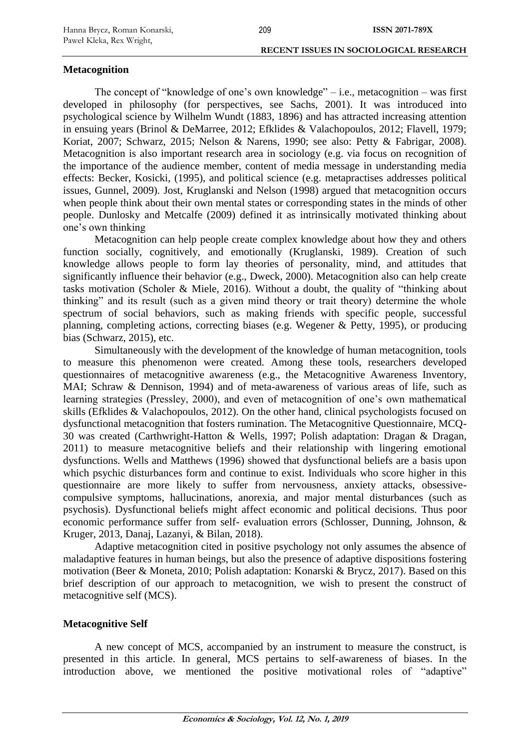## Metacognition

The concept of "knowledge of one's own knowledge" – i.e., metacognition – was first developed in philosophy (for perspectives, see Sachs, 2001). It was introduced into psychological science by Wilhelm Wundt (1883, 1896) and has attracted increasing attention in ensuing years (Brinol & DeMarree, 2012; Efklides & Valachopoulos, 2012; Flavell, 1979; Koriat, 2007; Schwarz, 2015; Nelson & Narens, 1990; see also: Petty & Fabrigar, 2008). Metacognition is also important research area in sociology (e.g. via focus on recognition of the importance of the audience member, content of media message in understanding media effects: Becker, Kosicki, (1995), and political science (e.g. metapractises addresses political issues, Gunnel, 2009). Jost, Kruglanski and Nelson (1998) argued that metacognition occurs when people think about their own mental states or corresponding states in the minds of other people. Dunlosky and Metcalfe (2009) defined it as intrinsically motivated thinking about one's own thinking

Metacognition can help people create complex knowledge about how they and others function socially, cognitively, and emotionally (Kruglanski, 1989). Creation of such knowledge allows people to form lay theories of personality, mind, and attitudes that significantly influence their behavior (e.g., Dweck, 2000). Metacognition also can help create tasks motivation (Scholer & Miele, 2016). Without a doubt, the quality of "thinking about thinking" and its result (such as a given mind theory or trait theory) determine the whole spectrum of social behaviors, such as making friends with specific people, successful planning, completing actions, correcting biases (e.g. Wegener & Petty, 1995), or producing bias (Schwarz, 2015), etc.

Simultaneously with the development of the knowledge of human metacognition, tools to measure this phenomenon were created. Among these tools, researchers developed questionnaires of metacognitive awareness (e.g., the Metacognitive Awareness Inventory, MAI; Schraw & Dennison, 1994) and of meta-awareness of various areas of life, such as learning strategies (Pressley, 2000), and even of metacognition of one's own mathematical skills (Efklides & Valachopoulos, 2012). On the other hand, clinical psychologists focused on dysfunctional metacognition that fosters rumination. The Metacognitive Questionnaire, MCQ-30 was created (Carthwright-Hatton & Wells, 1997; Polish adaptation: Dragan & Dragan, 2011) to measure metacognitive beliefs and their relationship with lingering emotional dysfunctions. Wells and Matthews (1996) showed that dysfunctional beliefs are a basis upon which psychic disturbances form and continue to exist. Individuals who score higher in this questionnaire are more likely to suffer from nervousness, anxiety attacks, obsessive-compulsive symptoms, hallucinations, anorexia, and major mental disturbances (such as psychosis). Dysfunctional beliefs might affect economic and political decisions. Thus poor economic performance suffer from self- evaluation errors (Schlosser, Dunning, Johnson, & Kruger, 2013, Danaj, Lazanyi, & Bilan, 2018).

Adaptive metacognition cited in positive psychology not only assumes the absence of maladaptive features in human beings, but also the presence of adaptive dispositions fostering motivation (Beer & Moneta, 2010; Polish adaptation: Konarski & Brycz, 2017). Based on this brief description of our approach to metacognition, we wish to present the construct of metacognitive self (MCS).

## Metacognitive Self

A new concept of MCS, accompanied by an instrument to measure the construct, is presented in this article. In general, MCS pertains to self-awareness of biases. In the introduction above, we mentioned the positive motivational roles of "adaptive"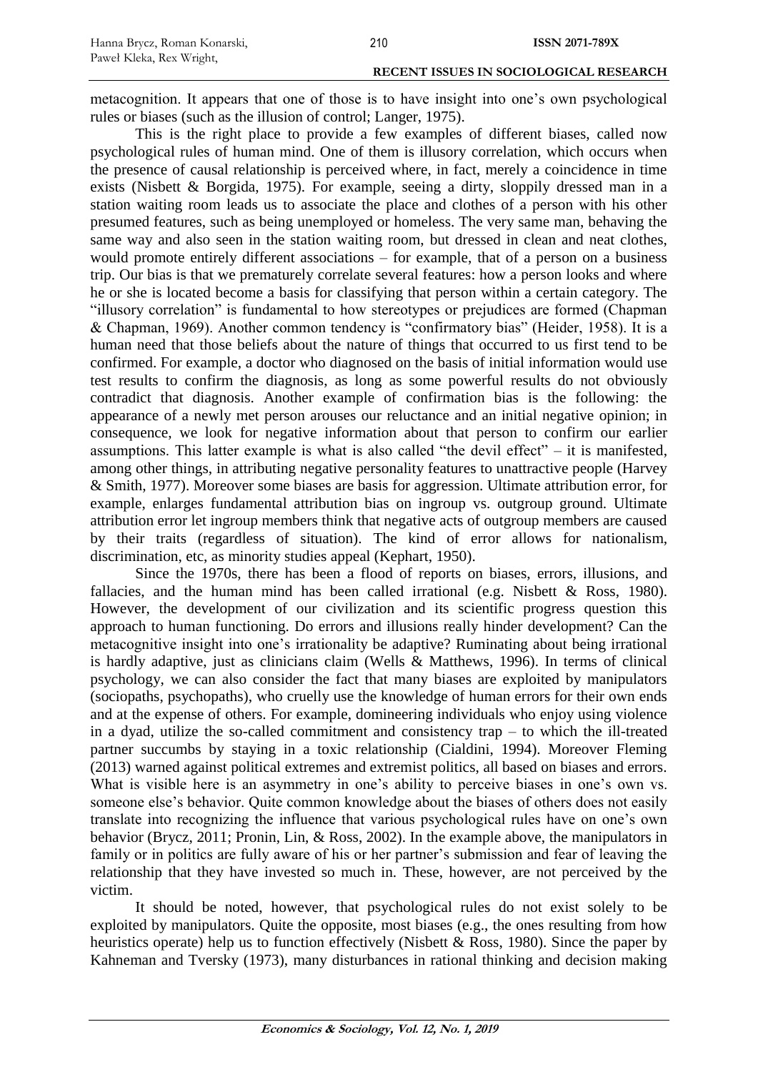metacognition. It appears that one of those is to have insight into one's own psychological rules or biases (such as the illusion of control; Langer, 1975).

This is the right place to provide a few examples of different biases, called now psychological rules of human mind. One of them is illusory correlation, which occurs when the presence of causal relationship is perceived where, in fact, merely a coincidence in time exists (Nisbett & Borgida, 1975). For example, seeing a dirty, sloppily dressed man in a station waiting room leads us to associate the place and clothes of a person with his other presumed features, such as being unemployed or homeless. The very same man, behaving the same way and also seen in the station waiting room, but dressed in clean and neat clothes, would promote entirely different associations – for example, that of a person on a business trip. Our bias is that we prematurely correlate several features: how a person looks and where he or she is located become a basis for classifying that person within a certain category. The "illusory correlation" is fundamental to how stereotypes or prejudices are formed (Chapman & Chapman, 1969). Another common tendency is "confirmatory bias" (Heider, 1958). It is a human need that those beliefs about the nature of things that occurred to us first tend to be confirmed. For example, a doctor who diagnosed on the basis of initial information would use test results to confirm the diagnosis, as long as some powerful results do not obviously contradict that diagnosis. Another example of confirmation bias is the following: the appearance of a newly met person arouses our reluctance and an initial negative opinion; in consequence, we look for negative information about that person to confirm our earlier assumptions. This latter example is what is also called "the devil effect" – it is manifested, among other things, in attributing negative personality features to unattractive people (Harvey & Smith, 1977). Moreover some biases are basis for aggression. Ultimate attribution error, for example, enlarges fundamental attribution bias on ingroup vs. outgroup ground. Ultimate attribution error let ingroup members think that negative acts of outgroup members are caused by their traits (regardless of situation). The kind of error allows for nationalism, discrimination, etc, as minority studies appeal (Kephart, 1950).

Since the 1970s, there has been a flood of reports on biases, errors, illusions, and fallacies, and the human mind has been called irrational (e.g. Nisbett & Ross, 1980). However, the development of our civilization and its scientific progress question this approach to human functioning. Do errors and illusions really hinder development? Can the metacognitive insight into one's irrationality be adaptive? Ruminating about being irrational is hardly adaptive, just as clinicians claim (Wells & Matthews, 1996). In terms of clinical psychology, we can also consider the fact that many biases are exploited by manipulators (sociopaths, psychopaths), who cruelly use the knowledge of human errors for their own ends and at the expense of others. For example, domineering individuals who enjoy using violence in a dyad, utilize the so-called commitment and consistency trap – to which the ill-treated partner succumbs by staying in a toxic relationship (Cialdini, 1994). Moreover Fleming (2013) warned against political extremes and extremist politics, all based on biases and errors. What is visible here is an asymmetry in one's ability to perceive biases in one's own vs. someone else's behavior. Quite common knowledge about the biases of others does not easily translate into recognizing the influence that various psychological rules have on one's own behavior (Brycz, 2011; Pronin, Lin, & Ross, 2002). In the example above, the manipulators in family or in politics are fully aware of his or her partner's submission and fear of leaving the relationship that they have invested so much in. These, however, are not perceived by the victim.

It should be noted, however, that psychological rules do not exist solely to be exploited by manipulators. Quite the opposite, most biases (e.g., the ones resulting from how heuristics operate) help us to function effectively (Nisbett & Ross, 1980). Since the paper by Kahneman and Tversky (1973), many disturbances in rational thinking and decision making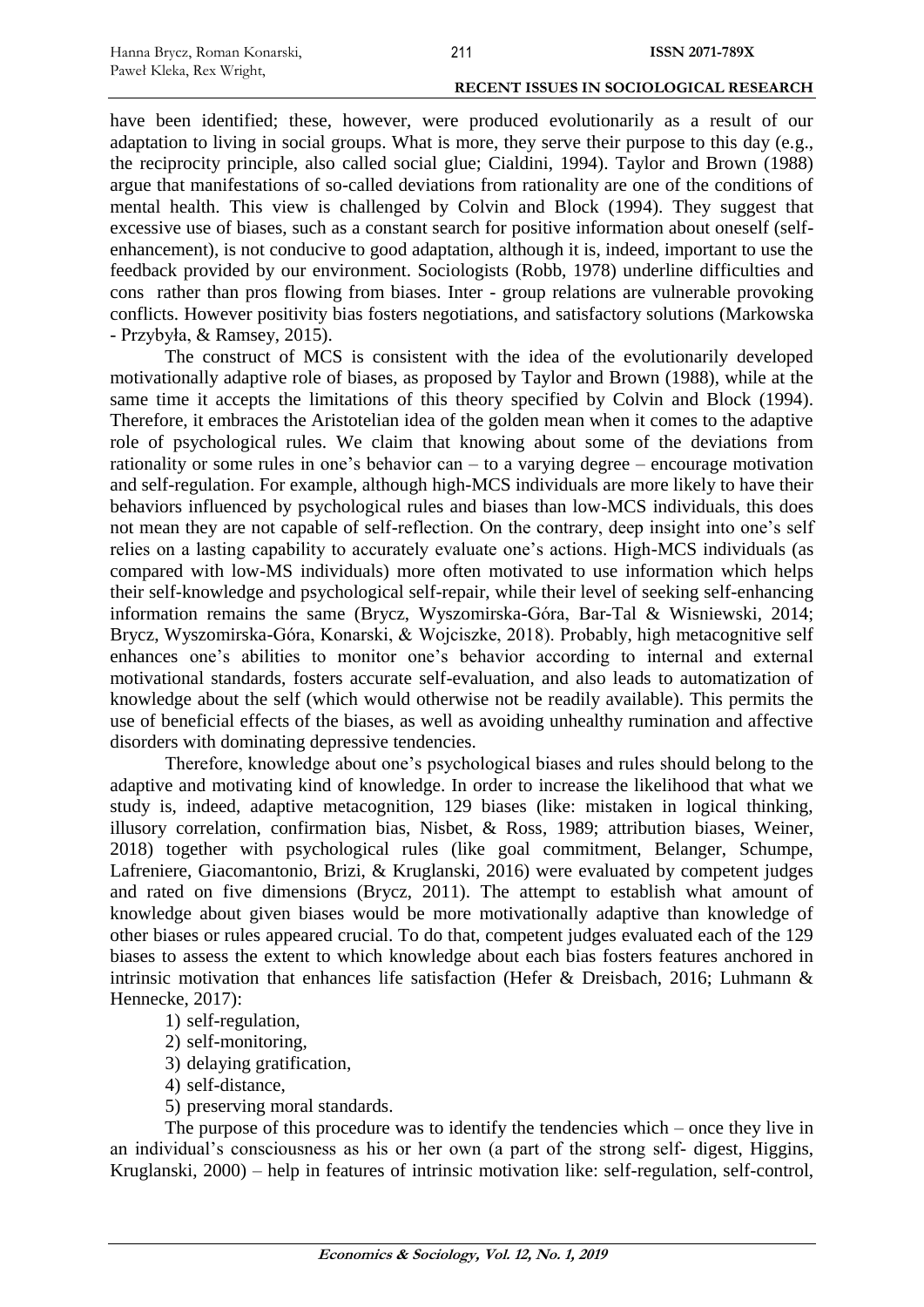have been identified; these, however, were produced evolutionarily as a result of our adaptation to living in social groups. What is more, they serve their purpose to this day (e.g., the reciprocity principle, also called social glue; Cialdini, 1994). Taylor and Brown (1988) argue that manifestations of so-called deviations from rationality are one of the conditions of mental health. This view is challenged by Colvin and Block (1994). They suggest that excessive use of biases, such as a constant search for positive information about oneself (self-enhancement), is not conducive to good adaptation, although it is, indeed, important to use the feedback provided by our environment. Sociologists (Robb, 1978) underline difficulties and cons rather than pros flowing from biases. Inter - group relations are vulnerable provoking conflicts. However positivity bias fosters negotiations, and satisfactory solutions (Markowska - Przybyła, & Ramsey, 2015).

The construct of MCS is consistent with the idea of the evolutionarily developed motivationally adaptive role of biases, as proposed by Taylor and Brown (1988), while at the same time it accepts the limitations of this theory specified by Colvin and Block (1994). Therefore, it embraces the Aristotelian idea of the golden mean when it comes to the adaptive role of psychological rules. We claim that knowing about some of the deviations from rationality or some rules in one's behavior can – to a varying degree – encourage motivation and self-regulation. For example, although high-MCS individuals are more likely to have their behaviors influenced by psychological rules and biases than low-MCS individuals, this does not mean they are not capable of self-reflection. On the contrary, deep insight into one's self relies on a lasting capability to accurately evaluate one's actions. High-MCS individuals (as compared with low-MS individuals) more often motivated to use information which helps their self-knowledge and psychological self-repair, while their level of seeking self-enhancing information remains the same (Brycz, Wyszomirska-Góra, Bar-Tal & Wisniewski, 2014; Brycz, Wyszomirska-Góra, Konarski, & Wojciszke, 2018). Probably, high metacognitive self enhances one's abilities to monitor one's behavior according to internal and external motivational standards, fosters accurate self-evaluation, and also leads to automatization of knowledge about the self (which would otherwise not be readily available). This permits the use of beneficial effects of the biases, as well as avoiding unhealthy rumination and affective disorders with dominating depressive tendencies.

Therefore, knowledge about one's psychological biases and rules should belong to the adaptive and motivating kind of knowledge. In order to increase the likelihood that what we study is, indeed, adaptive metacognition, 129 biases (like: mistaken in logical thinking, illusory correlation, confirmation bias, Nisbet, & Ross, 1989; attribution biases, Weiner, 2018) together with psychological rules (like goal commitment, Belanger, Schumpe, Lafreniere, Giacomantonio, Brizi, & Kruglanski, 2016) were evaluated by competent judges and rated on five dimensions (Brycz, 2011). The attempt to establish what amount of knowledge about given biases would be more motivationally adaptive than knowledge of other biases or rules appeared crucial. To do that, competent judges evaluated each of the 129 biases to assess the extent to which knowledge about each bias fosters features anchored in intrinsic motivation that enhances life satisfaction (Hefer & Dreisbach, 2016; Luhmann & Hennecke, 2017):

1) self-regulation,
2) self-monitoring,
3) delaying gratification,
4) self-distance,
5) preserving moral standards.

The purpose of this procedure was to identify the tendencies which – once they live in an individual's consciousness as his or her own (a part of the strong self- digest, Higgins, Kruglanski, 2000) – help in features of intrinsic motivation like: self-regulation, self-control,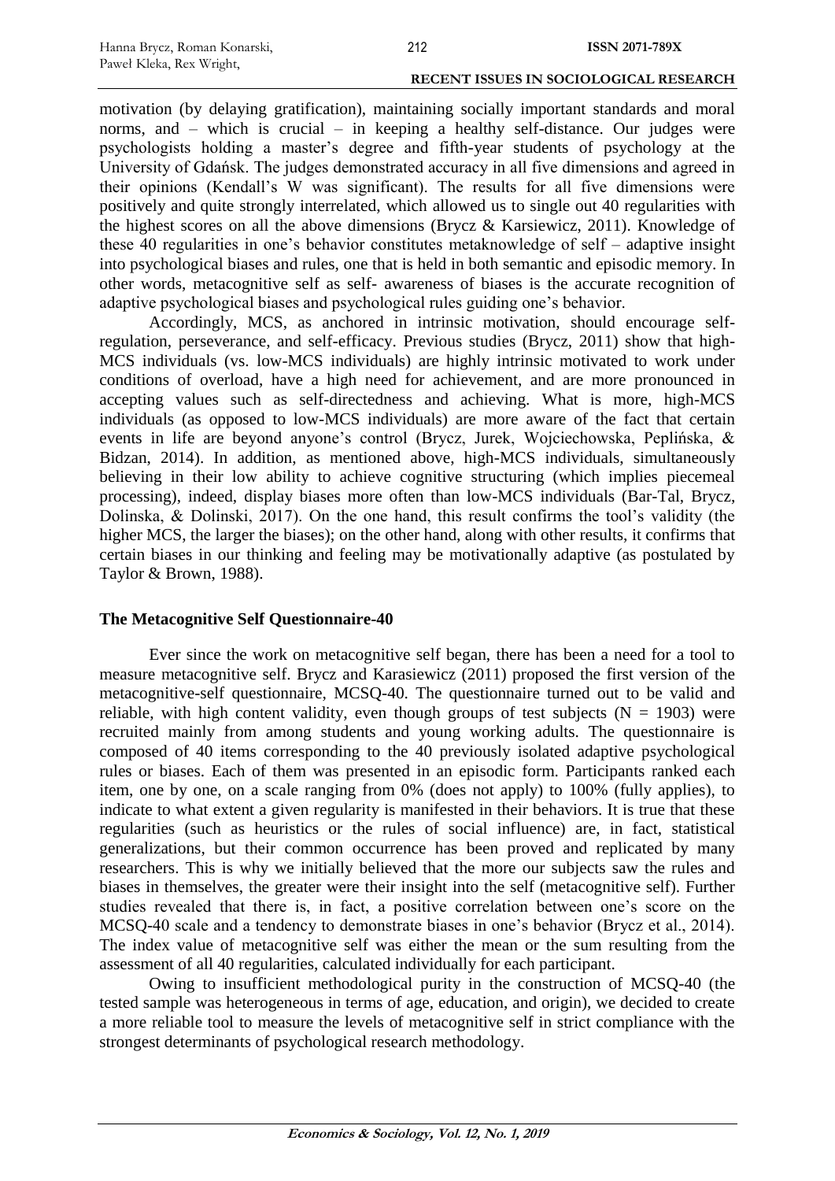motivation (by delaying gratification), maintaining socially important standards and moral norms, and – which is crucial – in keeping a healthy self-distance. Our judges were psychologists holding a master's degree and fifth-year students of psychology at the University of Gdańsk. The judges demonstrated accuracy in all five dimensions and agreed in their opinions (Kendall's W was significant). The results for all five dimensions were positively and quite strongly interrelated, which allowed us to single out 40 regularities with the highest scores on all the above dimensions (Brycz & Karsiewicz, 2011). Knowledge of these 40 regularities in one's behavior constitutes metaknowledge of self – adaptive insight into psychological biases and rules, one that is held in both semantic and episodic memory. In other words, metacognitive self as self- awareness of biases is the accurate recognition of adaptive psychological biases and psychological rules guiding one's behavior.

Accordingly, MCS, as anchored in intrinsic motivation, should encourage self-regulation, perseverance, and self-efficacy. Previous studies (Brycz, 2011) show that high-MCS individuals (vs. low-MCS individuals) are highly intrinsic motivated to work under conditions of overload, have a high need for achievement, and are more pronounced in accepting values such as self-directedness and achieving. What is more, high-MCS individuals (as opposed to low-MCS individuals) are more aware of the fact that certain events in life are beyond anyone's control (Brycz, Jurek, Wojciechowska, Peplińska, & Bidzan, 2014). In addition, as mentioned above, high-MCS individuals, simultaneously believing in their low ability to achieve cognitive structuring (which implies piecemeal processing), indeed, display biases more often than low-MCS individuals (Bar-Tal, Brycz, Dolinska, & Dolinski, 2017). On the one hand, this result confirms the tool's validity (the higher MCS, the larger the biases); on the other hand, along with other results, it confirms that certain biases in our thinking and feeling may be motivationally adaptive (as postulated by Taylor & Brown, 1988).

## The Metacognitive Self Questionnaire-40

Ever since the work on metacognitive self began, there has been a need for a tool to measure metacognitive self. Brycz and Karasiewicz (2011) proposed the first version of the metacognitive-self questionnaire, MCSQ-40. The questionnaire turned out to be valid and reliable, with high content validity, even though groups of test subjects ($N = 1903$) were recruited mainly from among students and young working adults. The questionnaire is composed of 40 items corresponding to the 40 previously isolated adaptive psychological rules or biases. Each of them was presented in an episodic form. Participants ranked each item, one by one, on a scale ranging from 0% (does not apply) to 100% (fully applies), to indicate to what extent a given regularity is manifested in their behaviors. It is true that these regularities (such as heuristics or the rules of social influence) are, in fact, statistical generalizations, but their common occurrence has been proved and replicated by many researchers. This is why we initially believed that the more our subjects saw the rules and biases in themselves, the greater were their insight into the self (metacognitive self). Further studies revealed that there is, in fact, a positive correlation between one's score on the MCSQ-40 scale and a tendency to demonstrate biases in one's behavior (Brycz et al., 2014). The index value of metacognitive self was either the mean or the sum resulting from the assessment of all 40 regularities, calculated individually for each participant.

Owing to insufficient methodological purity in the construction of MCSQ-40 (the tested sample was heterogeneous in terms of age, education, and origin), we decided to create a more reliable tool to measure the levels of metacognitive self in strict compliance with the strongest determinants of psychological research methodology.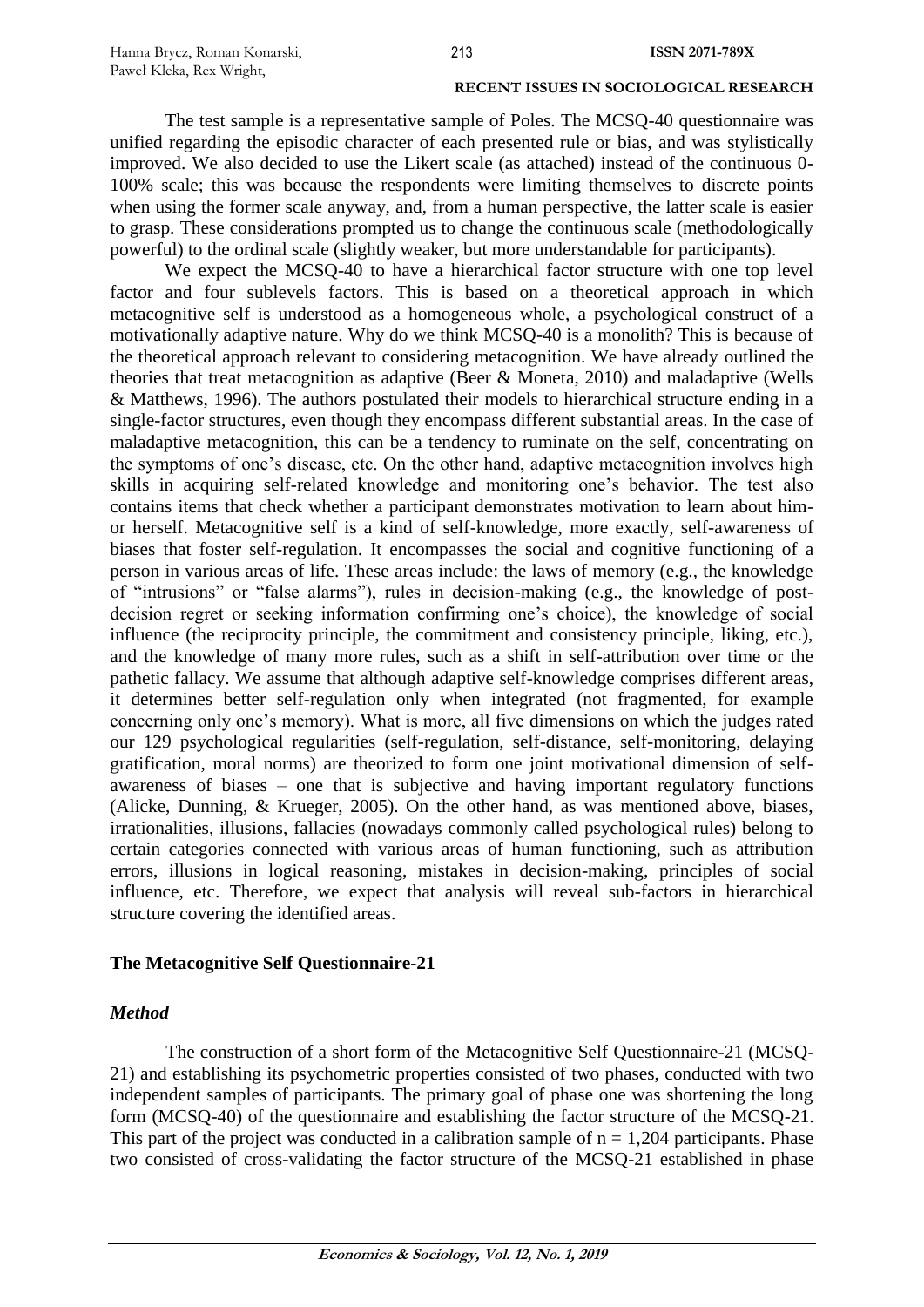The test sample is a representative sample of Poles. The MCSQ-40 questionnaire was unified regarding the episodic character of each presented rule or bias, and was stylistically improved. We also decided to use the Likert scale (as attached) instead of the continuous 0-100% scale; this was because the respondents were limiting themselves to discrete points when using the former scale anyway, and, from a human perspective, the latter scale is easier to grasp. These considerations prompted us to change the continuous scale (methodologically powerful) to the ordinal scale (slightly weaker, but more understandable for participants).

We expect the MCSQ-40 to have a hierarchical factor structure with one top level factor and four sublevels factors. This is based on a theoretical approach in which metacognitive self is understood as a homogeneous whole, a psychological construct of a motivationally adaptive nature. Why do we think MCSQ-40 is a monolith? This is because of the theoretical approach relevant to considering metacognition. We have already outlined the theories that treat metacognition as adaptive (Beer & Moneta, 2010) and maladaptive (Wells & Matthews, 1996). The authors postulated their models to hierarchical structure ending in a single-factor structures, even though they encompass different substantial areas. In the case of maladaptive metacognition, this can be a tendency to ruminate on the self, concentrating on the symptoms of one's disease, etc. On the other hand, adaptive metacognition involves high skills in acquiring self-related knowledge and monitoring one's behavior. The test also contains items that check whether a participant demonstrates motivation to learn about him- or herself. Metacognitive self is a kind of self-knowledge, more exactly, self-awareness of biases that foster self-regulation. It encompasses the social and cognitive functioning of a person in various areas of life. These areas include: the laws of memory (e.g., the knowledge of "intrusions" or "false alarms"), rules in decision-making (e.g., the knowledge of post-decision regret or seeking information confirming one's choice), the knowledge of social influence (the reciprocity principle, the commitment and consistency principle, liking, etc.), and the knowledge of many more rules, such as a shift in self-attribution over time or the pathetic fallacy. We assume that although adaptive self-knowledge comprises different areas, it determines better self-regulation only when integrated (not fragmented, for example concerning only one's memory). What is more, all five dimensions on which the judges rated our 129 psychological regularities (self-regulation, self-distance, self-monitoring, delaying gratification, moral norms) are theorized to form one joint motivational dimension of self-awareness of biases – one that is subjective and having important regulatory functions (Alicke, Dunning, & Krueger, 2005). On the other hand, as was mentioned above, biases, irrationalities, illusions, fallacies (nowadays commonly called psychological rules) belong to certain categories connected with various areas of human functioning, such as attribution errors, illusions in logical reasoning, mistakes in decision-making, principles of social influence, etc. Therefore, we expect that analysis will reveal sub-factors in hierarchical structure covering the identified areas.

## The Metacognitive Self Questionnaire-21

### *Method*

The construction of a short form of the Metacognitive Self Questionnaire-21 (MCSQ-21) and establishing its psychometric properties consisted of two phases, conducted with two independent samples of participants. The primary goal of phase one was shortening the long form (MCSQ-40) of the questionnaire and establishing the factor structure of the MCSQ-21. This part of the project was conducted in a calibration sample of $n = 1,204$ participants. Phase two consisted of cross-validating the factor structure of the MCSQ-21 established in phase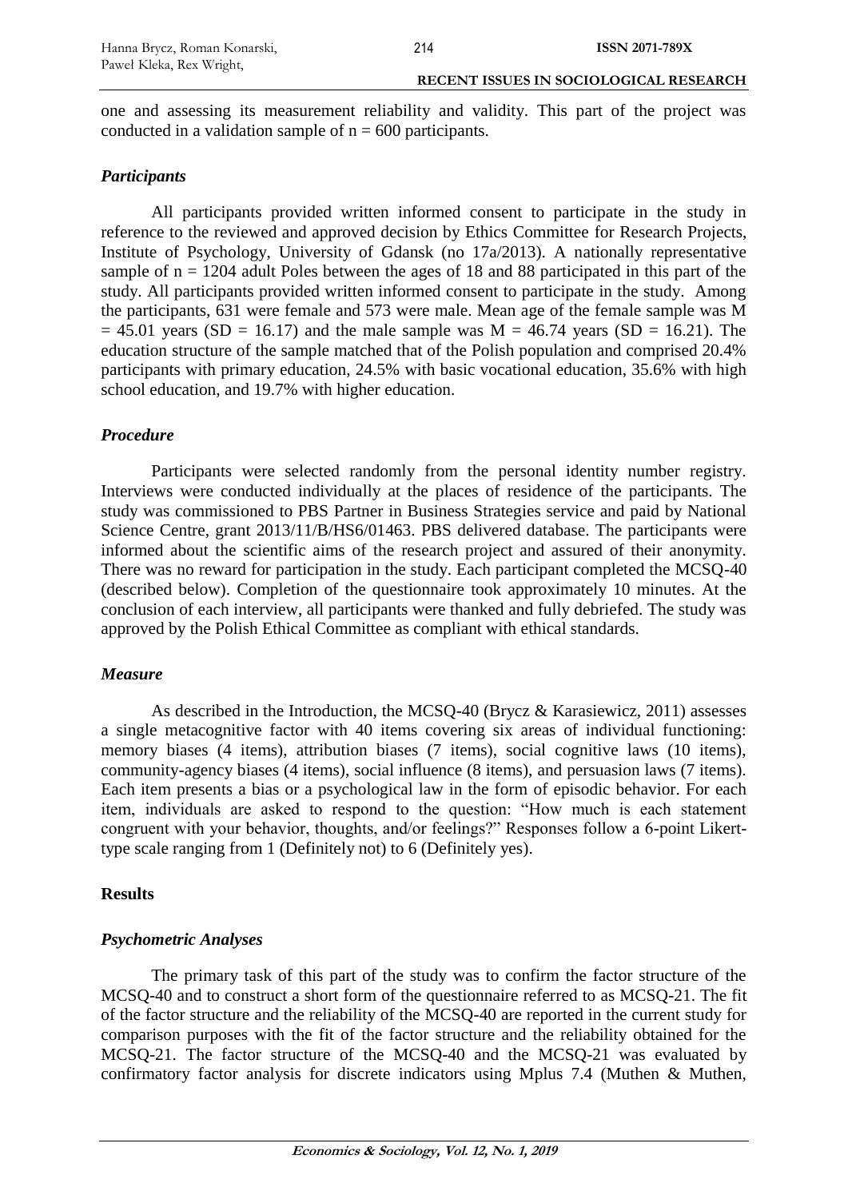one and assessing its measurement reliability and validity. This part of the project was conducted in a validation sample of n = 600 participants.

### *Participants*

All participants provided written informed consent to participate in the study in reference to the reviewed and approved decision by Ethics Committee for Research Projects, Institute of Psychology, University of Gdansk (no 17a/2013). A nationally representative sample of n = 1204 adult Poles between the ages of 18 and 88 participated in this part of the study. All participants provided written informed consent to participate in the study. Among the participants, 631 were female and 573 were male. Mean age of the female sample was M = 45.01 years (SD = 16.17) and the male sample was M = 46.74 years (SD = 16.21). The education structure of the sample matched that of the Polish population and comprised 20.4% participants with primary education, 24.5% with basic vocational education, 35.6% with high school education, and 19.7% with higher education.

### *Procedure*

Participants were selected randomly from the personal identity number registry. Interviews were conducted individually at the places of residence of the participants. The study was commissioned to PBS Partner in Business Strategies service and paid by National Science Centre, grant 2013/11/B/HS6/01463. PBS delivered database. The participants were informed about the scientific aims of the research project and assured of their anonymity. There was no reward for participation in the study. Each participant completed the MCSQ-40 (described below). Completion of the questionnaire took approximately 10 minutes. At the conclusion of each interview, all participants were thanked and fully debriefed. The study was approved by the Polish Ethical Committee as compliant with ethical standards.

### *Measure*

As described in the Introduction, the MCSQ-40 (Brycz & Karasiewicz, 2011) assesses a single metacognitive factor with 40 items covering six areas of individual functioning: memory biases (4 items), attribution biases (7 items), social cognitive laws (10 items), community-agency biases (4 items), social influence (8 items), and persuasion laws (7 items). Each item presents a bias or a psychological law in the form of episodic behavior. For each item, individuals are asked to respond to the question: "How much is each statement congruent with your behavior, thoughts, and/or feelings?" Responses follow a 6-point Likert-type scale ranging from 1 (Definitely not) to 6 (Definitely yes).

## **Results**

### *Psychometric Analyses*

The primary task of this part of the study was to confirm the factor structure of the MCSQ-40 and to construct a short form of the questionnaire referred to as MCSQ-21. The fit of the factor structure and the reliability of the MCSQ-40 are reported in the current study for comparison purposes with the fit of the factor structure and the reliability obtained for the MCSQ-21. The factor structure of the MCSQ-40 and the MCSQ-21 was evaluated by confirmatory factor analysis for discrete indicators using Mplus 7.4 (Muthen & Muthen,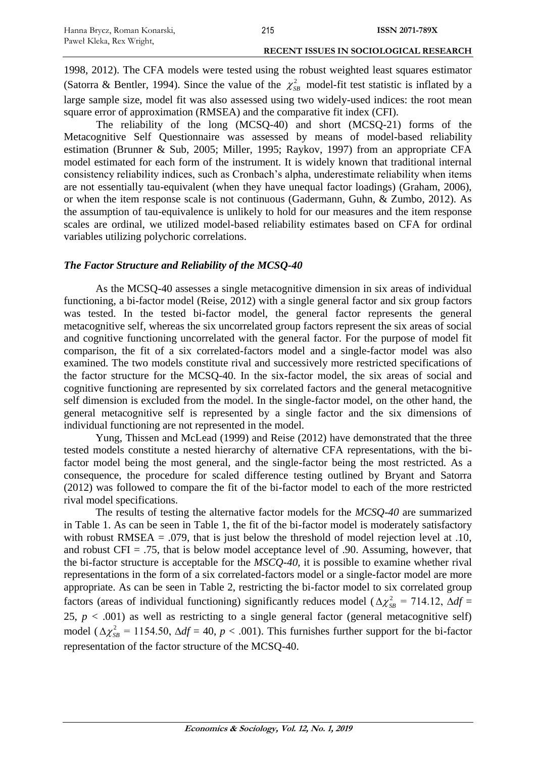1998, 2012). The CFA models were tested using the robust weighted least squares estimator (Satorra & Bentler, 1994). Since the value of the $\chi^2_{SB}$ model-fit test statistic is inflated by a large sample size, model fit was also assessed using two widely-used indices: the root mean square error of approximation (RMSEA) and the comparative fit index (CFI).

The reliability of the long (MCSQ-40) and short (MCSQ-21) forms of the Metacognitive Self Questionnaire was assessed by means of model-based reliability estimation (Brunner & Sub, 2005; Miller, 1995; Raykov, 1997) from an appropriate CFA model estimated for each form of the instrument. It is widely known that traditional internal consistency reliability indices, such as Cronbach's alpha, underestimate reliability when items are not essentially tau-equivalent (when they have unequal factor loadings) (Graham, 2006), or when the item response scale is not continuous (Gadermann, Guhn, & Zumbo, 2012). As the assumption of tau-equivalence is unlikely to hold for our measures and the item response scales are ordinal, we utilized model-based reliability estimates based on CFA for ordinal variables utilizing polychoric correlations.

### *The Factor Structure and Reliability of the MCSQ-40*

As the MCSQ-40 assesses a single metacognitive dimension in six areas of individual functioning, a bi-factor model (Reise, 2012) with a single general factor and six group factors was tested. In the tested bi-factor model, the general factor represents the general metacognitive self, whereas the six uncorrelated group factors represent the six areas of social and cognitive functioning uncorrelated with the general factor. For the purpose of model fit comparison, the fit of a six correlated-factors model and a single-factor model was also examined. The two models constitute rival and successively more restricted specifications of the factor structure for the MCSQ-40. In the six-factor model, the six areas of social and cognitive functioning are represented by six correlated factors and the general metacognitive self dimension is excluded from the model. In the single-factor model, on the other hand, the general metacognitive self is represented by a single factor and the six dimensions of individual functioning are not represented in the model.

Yung, Thissen and McLead (1999) and Reise (2012) have demonstrated that the three tested models constitute a nested hierarchy of alternative CFA representations, with the bi-factor model being the most general, and the single-factor being the most restricted. As a consequence, the procedure for scaled difference testing outlined by Bryant and Satorra (2012) was followed to compare the fit of the bi-factor model to each of the more restricted rival model specifications.

The results of testing the alternative factor models for the *MCSQ-40* are summarized in Table 1. As can be seen in Table 1, the fit of the bi-factor model is moderately satisfactory with robust RMSEA = .079, that is just below the threshold of model rejection level at .10, and robust CFI = .75, that is below model acceptance level of .90. Assuming, however, that the bi-factor structure is acceptable for the *MSCQ-40*, it is possible to examine whether rival representations in the form of a six correlated-factors model or a single-factor model are more appropriate. As can be seen in Table 2, restricting the bi-factor model to six correlated group factors (areas of individual functioning) significantly reduces model ($\Delta\chi^2_{SB}$ = 714.12, $\Delta df$ = 25, $p < .001$) as well as restricting to a single general factor (general metacognitive self) model ($\Delta\chi^2_{SB}$ = 1154.50, $\Delta df$ = 40, $p < .001$). This furnishes further support for the bi-factor representation of the factor structure of the MCSQ-40.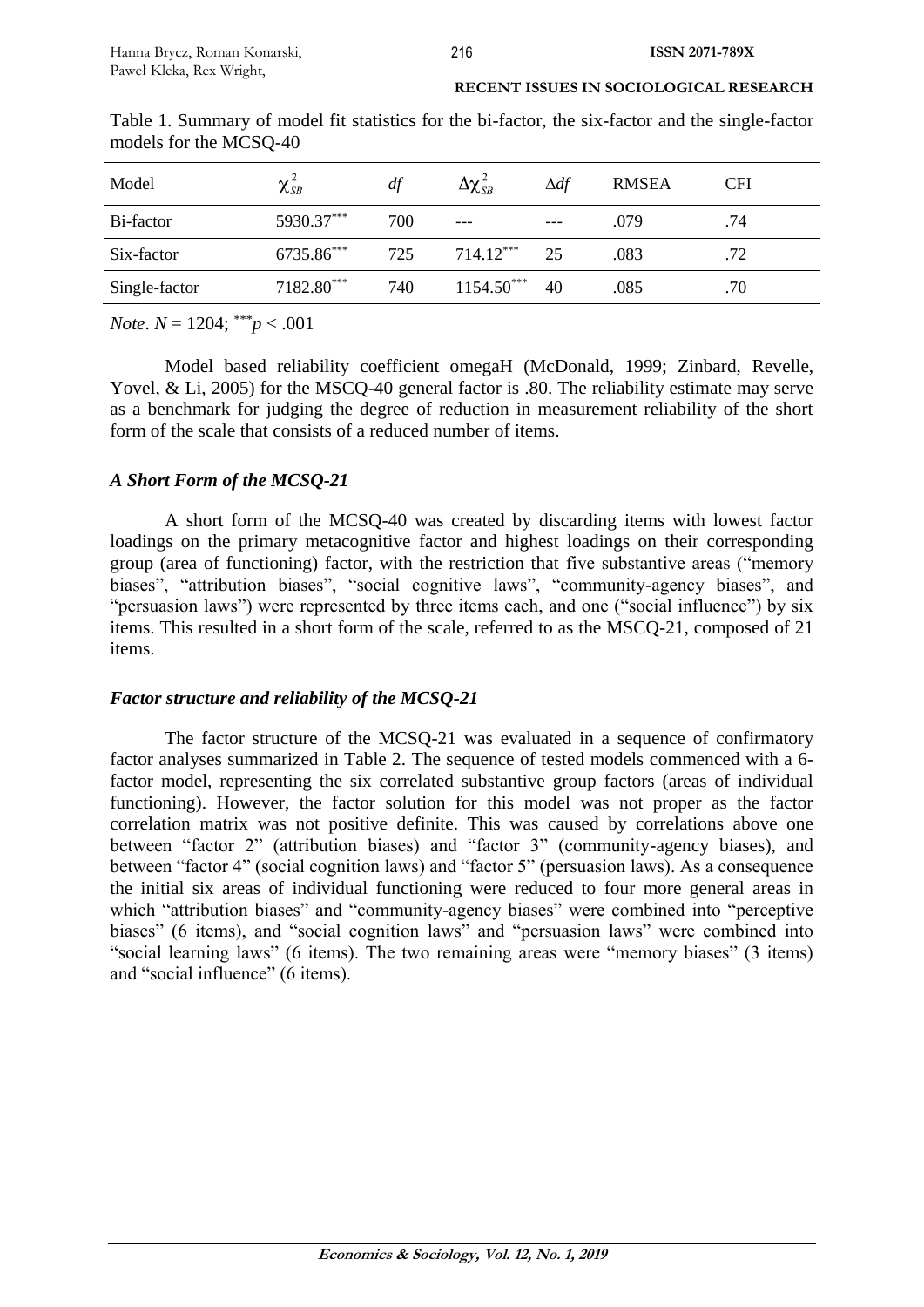Table 1. Summary of model fit statistics for the bi-factor, the six-factor and the single-factor models for the MCSQ-40

| Model | $\chi^2_{SB}$ | *df* | $\Delta\chi^2_{SB}$ | $\Delta df$ | RMSEA | CFI |
|---|---|---|---|---|---|---|
| Bi-factor | $5930.37^{***}$ | 700 | --- | --- | .079 | .74 |
| Six-factor | $6735.86^{***}$ | 725 | $714.12^{***}$ | 25 | .083 | .72 |
| Single-factor | $7182.80^{***}$ | 740 | $1154.50^{***}$ | 40 | .085 | .70 |

*Note*. $N = 1204$; $^{***}p < .001$

Model based reliability coefficient omegaH (McDonald, 1999; Zinbard, Revelle, Yovel, & Li, 2005) for the MSCQ-40 general factor is .80. The reliability estimate may serve as a benchmark for judging the degree of reduction in measurement reliability of the short form of the scale that consists of a reduced number of items.

### *A Short Form of the MCSQ-21*

A short form of the MCSQ-40 was created by discarding items with lowest factor loadings on the primary metacognitive factor and highest loadings on their corresponding group (area of functioning) factor, with the restriction that five substantive areas ("memory biases", "attribution biases", "social cognitive laws", "community-agency biases", and "persuasion laws") were represented by three items each, and one ("social influence") by six items. This resulted in a short form of the scale, referred to as the MSCQ-21, composed of 21 items.

### *Factor structure and reliability of the MCSQ-21*

The factor structure of the MCSQ-21 was evaluated in a sequence of confirmatory factor analyses summarized in Table 2. The sequence of tested models commenced with a 6-factor model, representing the six correlated substantive group factors (areas of individual functioning). However, the factor solution for this model was not proper as the factor correlation matrix was not positive definite. This was caused by correlations above one between "factor 2" (attribution biases) and "factor 3" (community-agency biases), and between "factor 4" (social cognition laws) and "factor 5" (persuasion laws). As a consequence the initial six areas of individual functioning were reduced to four more general areas in which "attribution biases" and "community-agency biases" were combined into "perceptive biases" (6 items), and "social cognition laws" and "persuasion laws" were combined into "social learning laws" (6 items). The two remaining areas were "memory biases" (3 items) and "social influence" (6 items).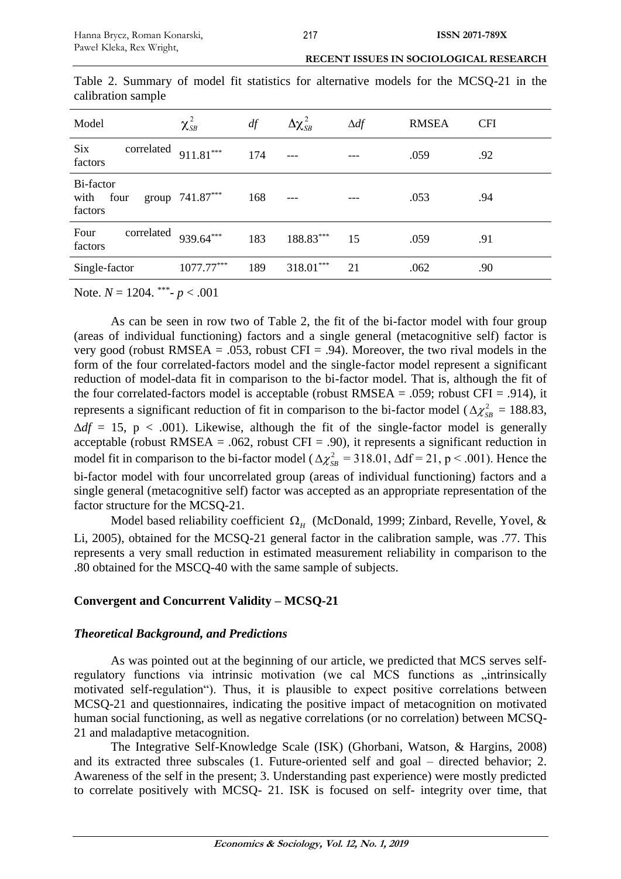Table 2. Summary of model fit statistics for alternative models for the MCSQ-21 in the calibration sample

| Model | $\chi^2_{SB}$ | *df* | $\Delta\chi^2_{SB}$ | $\Delta df$ | RMSEA | CFI |
|---|---|---|---|---|---|---|
| Six correlated factors | $911.81^{***}$ | 174 | --- | --- | .059 | .92 |
| Bi-factor with four group factors | $741.87^{***}$ | 168 | --- | --- | .053 | .94 |
| Four correlated factors | $939.64^{***}$ | 183 | $188.83^{***}$ | 15 | .059 | .91 |
| Single-factor | $1077.77^{***}$ | 189 | $318.01^{***}$ | 21 | .062 | .90 |

Note. $N = 1204$. $^{***}$- $p < .001$

As can be seen in row two of Table 2, the fit of the bi-factor model with four group (areas of individual functioning) factors and a single general (metacognitive self) factor is very good (robust RMSEA = .053, robust CFI = .94). Moreover, the two rival models in the form of the four correlated-factors model and the single-factor model represent a significant reduction of model-data fit in comparison to the bi-factor model. That is, although the fit of the four correlated-factors model is acceptable (robust RMSEA = .059; robust CFI = .914), it represents a significant reduction of fit in comparison to the bi-factor model ($\Delta\chi^2_{SB}$ = 188.83, $\Delta df$ = 15, p < .001). Likewise, although the fit of the single-factor model is generally acceptable (robust RMSEA = .062, robust CFI = .90), it represents a significant reduction in model fit in comparison to the bi-factor model ($\Delta\chi^2_{SB}$ = 318.01, $\Delta$df = 21, p < .001). Hence the bi-factor model with four uncorrelated group (areas of individual functioning) factors and a single general (metacognitive self) factor was accepted as an appropriate representation of the factor structure for the MCSQ-21.

Model based reliability coefficient $\Omega_H$ (McDonald, 1999; Zinbard, Revelle, Yovel, & Li, 2005), obtained for the MCSQ-21 general factor in the calibration sample, was .77. This represents a very small reduction in estimated measurement reliability in comparison to the .80 obtained for the MSCQ-40 with the same sample of subjects.

## Convergent and Concurrent Validity – MCSQ-21

### *Theoretical Background, and Predictions*

As was pointed out at the beginning of our article, we predicted that MCS serves self-regulatory functions via intrinsic motivation (we cal MCS functions as „intrinsically motivated self-regulation“). Thus, it is plausible to expect positive correlations between MCSQ-21 and questionnaires, indicating the positive impact of metacognition on motivated human social functioning, as well as negative correlations (or no correlation) between MCSQ-21 and maladaptive metacognition.

The Integrative Self-Knowledge Scale (ISK) (Ghorbani, Watson, & Hargins, 2008) and its extracted three subscales (1. Future-oriented self and goal – directed behavior; 2. Awareness of the self in the present; 3. Understanding past experience) were mostly predicted to correlate positively with MCSQ- 21. ISK is focused on self- integrity over time, that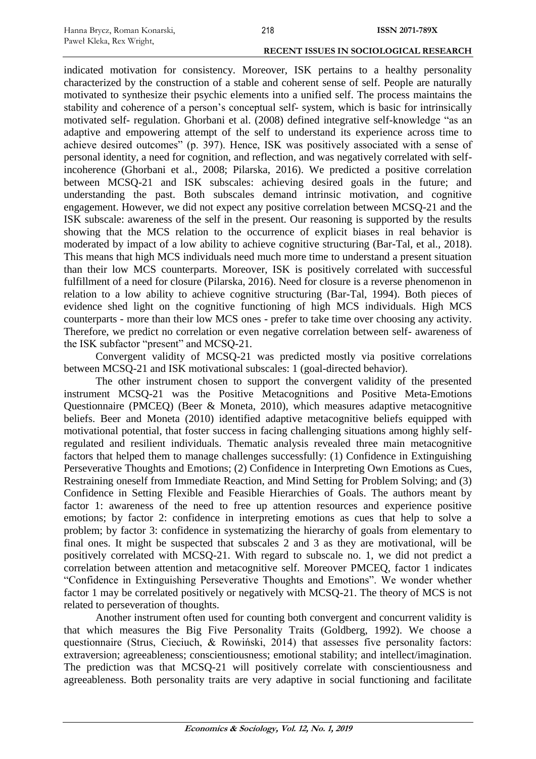indicated motivation for consistency. Moreover, ISK pertains to a healthy personality characterized by the construction of a stable and coherent sense of self. People are naturally motivated to synthesize their psychic elements into a unified self. The process maintains the stability and coherence of a person's conceptual self- system, which is basic for intrinsically motivated self- regulation. Ghorbani et al. (2008) defined integrative self-knowledge "as an adaptive and empowering attempt of the self to understand its experience across time to achieve desired outcomes" (p. 397). Hence, ISK was positively associated with a sense of personal identity, a need for cognition, and reflection, and was negatively correlated with self-incoherence (Ghorbani et al., 2008; Pilarska, 2016). We predicted a positive correlation between MCSQ-21 and ISK subscales: achieving desired goals in the future; and understanding the past. Both subscales demand intrinsic motivation, and cognitive engagement. However, we did not expect any positive correlation between MCSQ-21 and the ISK subscale: awareness of the self in the present. Our reasoning is supported by the results showing that the MCS relation to the occurrence of explicit biases in real behavior is moderated by impact of a low ability to achieve cognitive structuring (Bar-Tal, et al., 2018). This means that high MCS individuals need much more time to understand a present situation than their low MCS counterparts. Moreover, ISK is positively correlated with successful fulfillment of a need for closure (Pilarska, 2016). Need for closure is a reverse phenomenon in relation to a low ability to achieve cognitive structuring (Bar-Tal, 1994). Both pieces of evidence shed light on the cognitive functioning of high MCS individuals. High MCS counterparts - more than their low MCS ones - prefer to take time over choosing any activity. Therefore, we predict no correlation or even negative correlation between self- awareness of the ISK subfactor "present" and MCSQ-21.

Convergent validity of MCSQ-21 was predicted mostly via positive correlations between MCSQ-21 and ISK motivational subscales: 1 (goal-directed behavior).

The other instrument chosen to support the convergent validity of the presented instrument MCSQ-21 was the Positive Metacognitions and Positive Meta-Emotions Questionnaire (PMCEQ) (Beer & Moneta, 2010), which measures adaptive metacognitive beliefs. Beer and Moneta (2010) identified adaptive metacognitive beliefs equipped with motivational potential, that foster success in facing challenging situations among highly self-regulated and resilient individuals. Thematic analysis revealed three main metacognitive factors that helped them to manage challenges successfully: (1) Confidence in Extinguishing Perseverative Thoughts and Emotions; (2) Confidence in Interpreting Own Emotions as Cues, Restraining oneself from Immediate Reaction, and Mind Setting for Problem Solving; and (3) Confidence in Setting Flexible and Feasible Hierarchies of Goals. The authors meant by factor 1: awareness of the need to free up attention resources and experience positive emotions; by factor 2: confidence in interpreting emotions as cues that help to solve a problem; by factor 3: confidence in systematizing the hierarchy of goals from elementary to final ones. It might be suspected that subscales 2 and 3 as they are motivational, will be positively correlated with MCSQ-21. With regard to subscale no. 1, we did not predict a correlation between attention and metacognitive self. Moreover PMCEQ, factor 1 indicates "Confidence in Extinguishing Perseverative Thoughts and Emotions". We wonder whether factor 1 may be correlated positively or negatively with MCSQ-21. The theory of MCS is not related to perseveration of thoughts.

Another instrument often used for counting both convergent and concurrent validity is that which measures the Big Five Personality Traits (Goldberg, 1992). We choose a questionnaire (Strus, Cieciuch, & Rowiński, 2014) that assesses five personality factors: extraversion; agreeableness; conscientiousness; emotional stability; and intellect/imagination. The prediction was that MCSQ-21 will positively correlate with conscientiousness and agreeableness. Both personality traits are very adaptive in social functioning and facilitate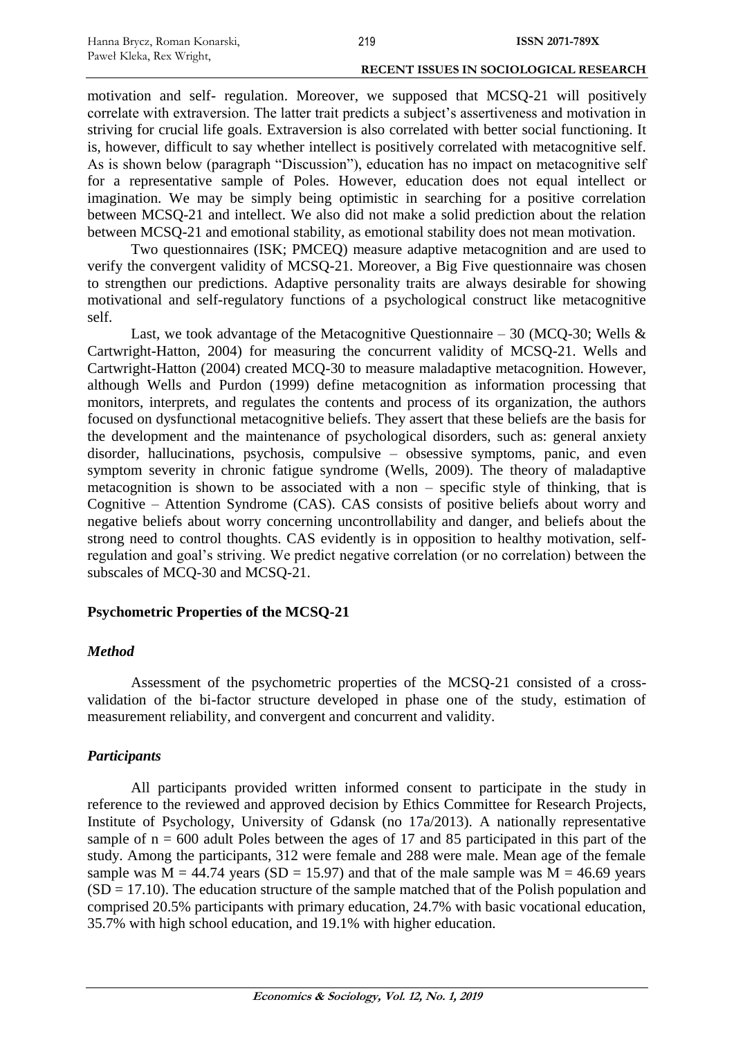motivation and self- regulation. Moreover, we supposed that MCSQ-21 will positively correlate with extraversion. The latter trait predicts a subject's assertiveness and motivation in striving for crucial life goals. Extraversion is also correlated with better social functioning. It is, however, difficult to say whether intellect is positively correlated with metacognitive self. As is shown below (paragraph "Discussion"), education has no impact on metacognitive self for a representative sample of Poles. However, education does not equal intellect or imagination. We may be simply being optimistic in searching for a positive correlation between MCSQ-21 and intellect. We also did not make a solid prediction about the relation between MCSQ-21 and emotional stability, as emotional stability does not mean motivation.

Two questionnaires (ISK; PMCEQ) measure adaptive metacognition and are used to verify the convergent validity of MCSQ-21. Moreover, a Big Five questionnaire was chosen to strengthen our predictions. Adaptive personality traits are always desirable for showing motivational and self-regulatory functions of a psychological construct like metacognitive self.

Last, we took advantage of the Metacognitive Questionnaire – 30 (MCQ-30; Wells & Cartwright-Hatton, 2004) for measuring the concurrent validity of MCSQ-21. Wells and Cartwright-Hatton (2004) created MCQ-30 to measure maladaptive metacognition. However, although Wells and Purdon (1999) define metacognition as information processing that monitors, interprets, and regulates the contents and process of its organization, the authors focused on dysfunctional metacognitive beliefs. They assert that these beliefs are the basis for the development and the maintenance of psychological disorders, such as: general anxiety disorder, hallucinations, psychosis, compulsive – obsessive symptoms, panic, and even symptom severity in chronic fatigue syndrome (Wells, 2009). The theory of maladaptive metacognition is shown to be associated with a non – specific style of thinking, that is Cognitive – Attention Syndrome (CAS). CAS consists of positive beliefs about worry and negative beliefs about worry concerning uncontrollability and danger, and beliefs about the strong need to control thoughts. CAS evidently is in opposition to healthy motivation, self-regulation and goal's striving. We predict negative correlation (or no correlation) between the subscales of MCQ-30 and MCSQ-21.

## Psychometric Properties of the MCSQ-21

### *Method*

Assessment of the psychometric properties of the MCSQ-21 consisted of a cross-validation of the bi-factor structure developed in phase one of the study, estimation of measurement reliability, and convergent and concurrent and validity.

### *Participants*

All participants provided written informed consent to participate in the study in reference to the reviewed and approved decision by Ethics Committee for Research Projects, Institute of Psychology, University of Gdansk (no 17a/2013). A nationally representative sample of $n = 600$ adult Poles between the ages of 17 and 85 participated in this part of the study. Among the participants, 312 were female and 288 were male. Mean age of the female sample was $M = 44.74$ years ($SD = 15.97$) and that of the male sample was $M = 46.69$ years ($SD = 17.10$). The education structure of the sample matched that of the Polish population and comprised 20.5% participants with primary education, 24.7% with basic vocational education, 35.7% with high school education, and 19.1% with higher education.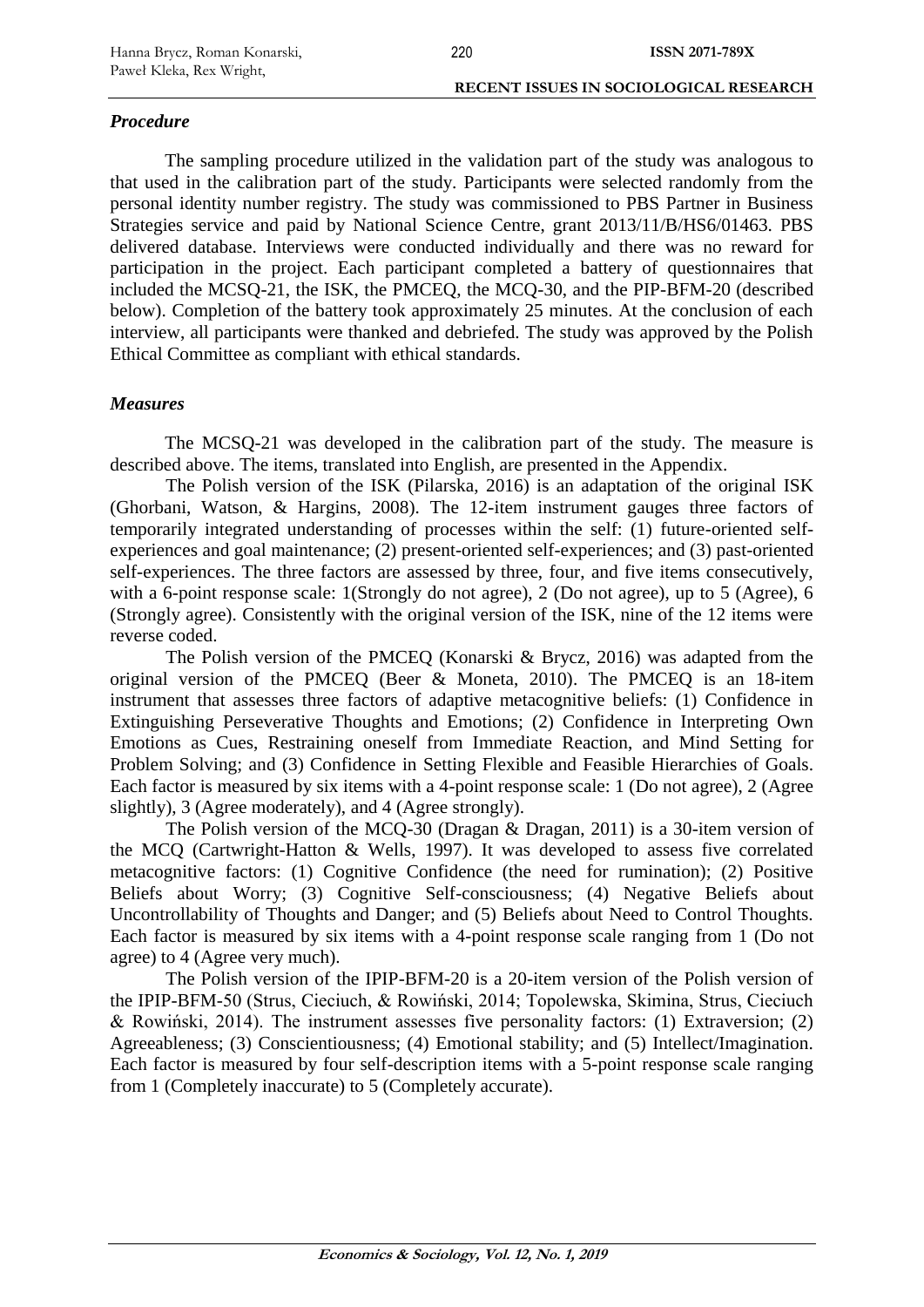### *Procedure*

The sampling procedure utilized in the validation part of the study was analogous to that used in the calibration part of the study. Participants were selected randomly from the personal identity number registry. The study was commissioned to PBS Partner in Business Strategies service and paid by National Science Centre, grant 2013/11/B/HS6/01463. PBS delivered database. Interviews were conducted individually and there was no reward for participation in the project. Each participant completed a battery of questionnaires that included the MCSQ-21, the ISK, the PMCEQ, the MCQ-30, and the PIP-BFM-20 (described below). Completion of the battery took approximately 25 minutes. At the conclusion of each interview, all participants were thanked and debriefed. The study was approved by the Polish Ethical Committee as compliant with ethical standards.

### *Measures*

The MCSQ-21 was developed in the calibration part of the study. The measure is described above. The items, translated into English, are presented in the Appendix.

The Polish version of the ISK (Pilarska, 2016) is an adaptation of the original ISK (Ghorbani, Watson, & Hargins, 2008). The 12-item instrument gauges three factors of temporarily integrated understanding of processes within the self: (1) future-oriented self-experiences and goal maintenance; (2) present-oriented self-experiences; and (3) past-oriented self-experiences. The three factors are assessed by three, four, and five items consecutively, with a 6-point response scale: 1(Strongly do not agree), 2 (Do not agree), up to 5 (Agree), 6 (Strongly agree). Consistently with the original version of the ISK, nine of the 12 items were reverse coded.

The Polish version of the PMCEQ (Konarski & Brycz, 2016) was adapted from the original version of the PMCEQ (Beer & Moneta, 2010). The PMCEQ is an 18-item instrument that assesses three factors of adaptive metacognitive beliefs: (1) Confidence in Extinguishing Perseverative Thoughts and Emotions; (2) Confidence in Interpreting Own Emotions as Cues, Restraining oneself from Immediate Reaction, and Mind Setting for Problem Solving; and (3) Confidence in Setting Flexible and Feasible Hierarchies of Goals. Each factor is measured by six items with a 4-point response scale: 1 (Do not agree), 2 (Agree slightly), 3 (Agree moderately), and 4 (Agree strongly).

The Polish version of the MCQ-30 (Dragan & Dragan, 2011) is a 30-item version of the MCQ (Cartwright-Hatton & Wells, 1997). It was developed to assess five correlated metacognitive factors: (1) Cognitive Confidence (the need for rumination); (2) Positive Beliefs about Worry; (3) Cognitive Self-consciousness; (4) Negative Beliefs about Uncontrollability of Thoughts and Danger; and (5) Beliefs about Need to Control Thoughts. Each factor is measured by six items with a 4-point response scale ranging from 1 (Do not agree) to 4 (Agree very much).

The Polish version of the IPIP-BFM-20 is a 20-item version of the Polish version of the IPIP-BFM-50 (Strus, Cieciuch, & Rowiński, 2014; Topolewska, Skimina, Strus, Cieciuch & Rowiński, 2014). The instrument assesses five personality factors: (1) Extraversion; (2) Agreeableness; (3) Conscientiousness; (4) Emotional stability; and (5) Intellect/Imagination. Each factor is measured by four self-description items with a 5-point response scale ranging from 1 (Completely inaccurate) to 5 (Completely accurate).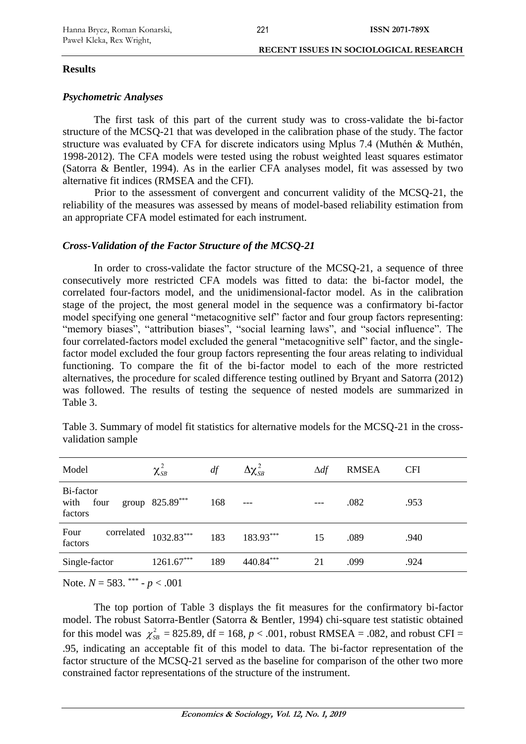## Results

### *Psychometric Analyses*

The first task of this part of the current study was to cross-validate the bi-factor structure of the MCSQ-21 that was developed in the calibration phase of the study. The factor structure was evaluated by CFA for discrete indicators using Mplus 7.4 (Muthén & Muthén, 1998-2012). The CFA models were tested using the robust weighted least squares estimator (Satorra & Bentler, 1994). As in the earlier CFA analyses model, fit was assessed by two alternative fit indices (RMSEA and the CFI).

Prior to the assessment of convergent and concurrent validity of the MCSQ-21, the reliability of the measures was assessed by means of model-based reliability estimation from an appropriate CFA model estimated for each instrument.

### *Cross-Validation of the Factor Structure of the MCSQ-21*

In order to cross-validate the factor structure of the MCSQ-21, a sequence of three consecutively more restricted CFA models was fitted to data: the bi-factor model, the correlated four-factors model, and the unidimensional-factor model. As in the calibration stage of the project, the most general model in the sequence was a confirmatory bi-factor model specifying one general "metacognitive self" factor and four group factors representing: "memory biases", "attribution biases", "social learning laws", and "social influence". The four correlated-factors model excluded the general "metacognitive self" factor, and the single-factor model excluded the four group factors representing the four areas relating to individual functioning. To compare the fit of the bi-factor model to each of the more restricted alternatives, the procedure for scaled difference testing outlined by Bryant and Satorra (2012) was followed. The results of testing the sequence of nested models are summarized in Table 3.

Table 3. Summary of model fit statistics for alternative models for the MCSQ-21 in the cross-validation sample

| Model | $\chi^2_{SB}$ | *df* | $\Delta\chi^2_{SB}$ | $\Delta df$ | RMSEA | CFI |
|---|---|---|---|---|---|---|
| Bi-factor with four group factors | 825.89*** | 168 | --- | --- | .082 | .953 |
| Four correlated factors | 1032.83*** | 183 | 183.93*** | 15 | .089 | .940 |
| Single-factor | 1261.67*** | 189 | 440.84*** | 21 | .099 | .924 |

Note. $N = 583$. *** - $p < .001$

The top portion of Table 3 displays the fit measures for the confirmatory bi-factor model. The robust Satorra-Bentler (Satorra & Bentler, 1994) chi-square test statistic obtained for this model was $\chi^2_{SB} = 825.89$, df = 168, $p < .001$, robust RMSEA = .082, and robust CFI = .95, indicating an acceptable fit of this model to data. The bi-factor representation of the factor structure of the MCSQ-21 served as the baseline for comparison of the other two more constrained factor representations of the structure of the instrument.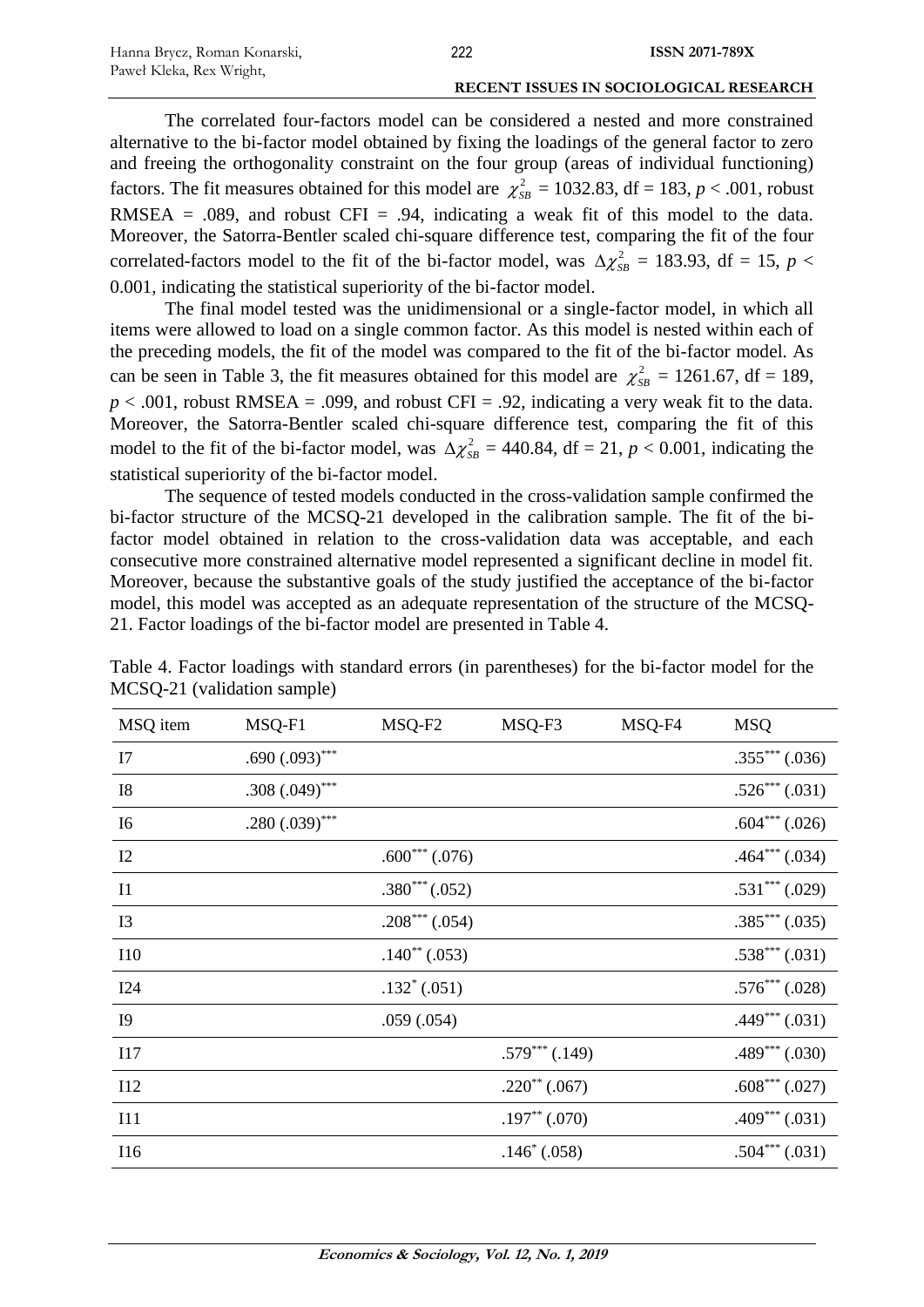The correlated four-factors model can be considered a nested and more constrained alternative to the bi-factor model obtained by fixing the loadings of the general factor to zero and freeing the orthogonality constraint on the four group (areas of individual functioning) factors. The fit measures obtained for this model are $\chi^2_{SB}$ = 1032.83, df = 183, $p < .001$, robust RMSEA = .089, and robust CFI = .94, indicating a weak fit of this model to the data. Moreover, the Satorra-Bentler scaled chi-square difference test, comparing the fit of the four correlated-factors model to the fit of the bi-factor model, was $\Delta\chi^2_{SB}$ = 183.93, df = 15, $p < 0.001$, indicating the statistical superiority of the bi-factor model.

The final model tested was the unidimensional or a single-factor model, in which all items were allowed to load on a single common factor. As this model is nested within each of the preceding models, the fit of the model was compared to the fit of the bi-factor model. As can be seen in Table 3, the fit measures obtained for this model are $\chi^2_{SB}$ = 1261.67, df = 189, $p < .001$, robust RMSEA = .099, and robust CFI = .92, indicating a very weak fit to the data. Moreover, the Satorra-Bentler scaled chi-square difference test, comparing the fit of this model to the fit of the bi-factor model, was $\Delta\chi^2_{SB}$ = 440.84, df = 21, $p < 0.001$, indicating the statistical superiority of the bi-factor model.

The sequence of tested models conducted in the cross-validation sample confirmed the bi-factor structure of the MCSQ-21 developed in the calibration sample. The fit of the bi-factor model obtained in relation to the cross-validation data was acceptable, and each consecutive more constrained alternative model represented a significant decline in model fit. Moreover, because the substantive goals of the study justified the acceptance of the bi-factor model, this model was accepted as an adequate representation of the structure of the MCSQ-21. Factor loadings of the bi-factor model are presented in Table 4.

Table 4. Factor loadings with standard errors (in parentheses) for the bi-factor model for the MCSQ-21 (validation sample)

| MSQ item | MSQ-F1 | MSQ-F2 | MSQ-F3 | MSQ-F4 | MSQ |
|---|---|---|---|---|---|
| I7 | .690 (.093)*** | | | | .355*** (.036) |
| I8 | .308 (.049)*** | | | | .526*** (.031) |
| I6 | .280 (.039)*** | | | | .604*** (.026) |
| I2 | | .600*** (.076) | | | .464*** (.034) |
| I1 | | .380*** (.052) | | | .531*** (.029) |
| I3 | | .208*** (.054) | | | .385*** (.035) |
| I10 | | .140** (.053) | | | .538*** (.031) |
| I24 | | .132* (.051) | | | .576*** (.028) |
| I9 | | .059 (.054) | | | .449*** (.031) |
| I17 | | | .579*** (.149) | | .489*** (.030) |
| I12 | | | .220** (.067) | | .608*** (.027) |
| I11 | | | .197** (.070) | | .409*** (.031) |
| I16 | | | .146* (.058) | | .504*** (.031) |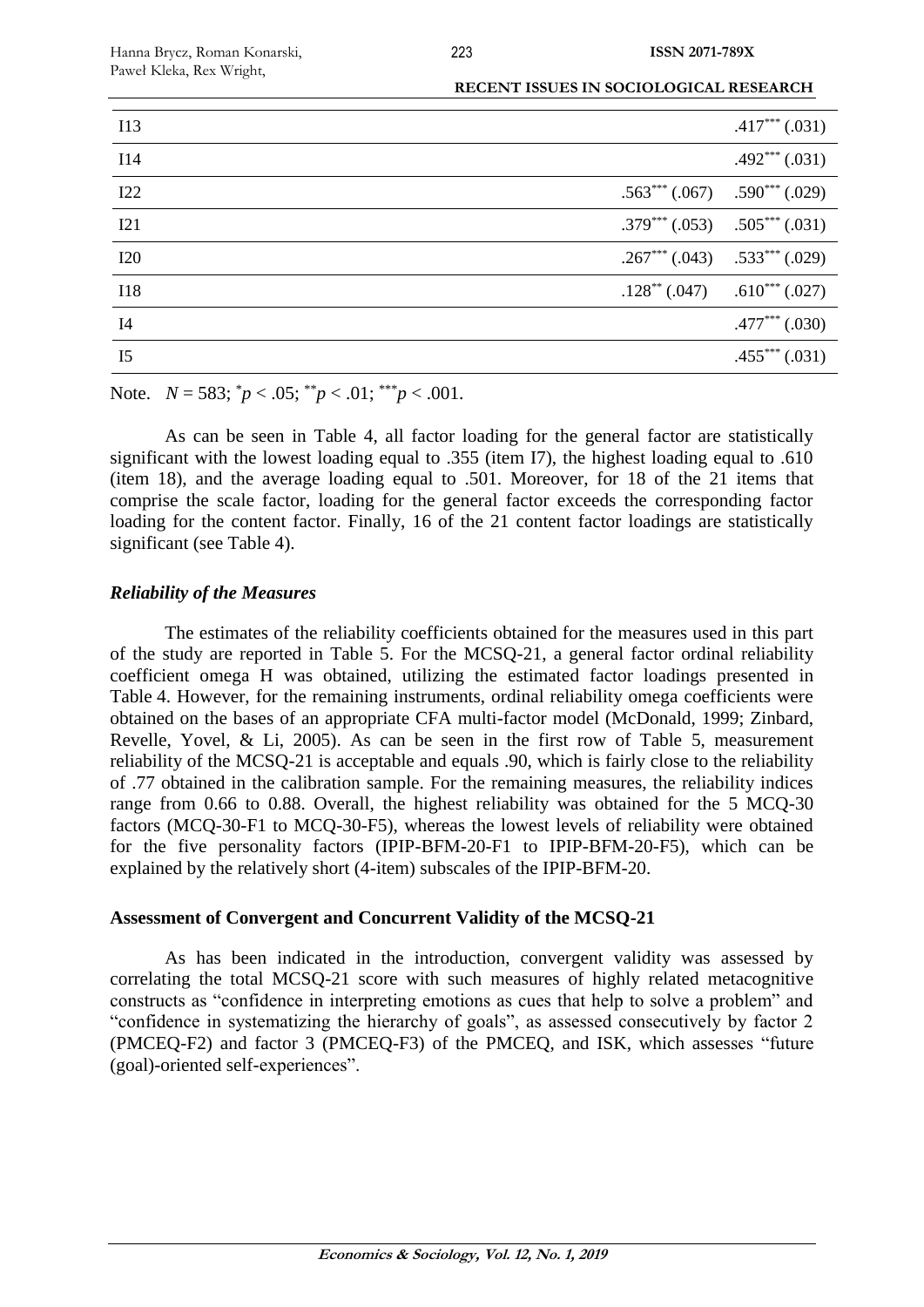| | | |
|---|---|---|
| I13 | | $.417^{***}$ (.031) |
| I14 | | $.492^{***}$ (.031) |
| I22 | $.563^{***}$ (.067) | $.590^{***}$ (.029) |
| I21 | $.379^{***}$ (.053) | $.505^{***}$ (.031) |
| I20 | $.267^{***}$ (.043) | $.533^{***}$ (.029) |
| I18 | $.128^{**}$ (.047) | $.610^{***}$ (.027) |
| I4 | | $.477^{***}$ (.030) |
| I5 | | $.455^{***}$ (.031) |

Note. $N = 583$; $^{*}p < .05$; $^{**}p < .01$; $^{***}p < .001$.

As can be seen in Table 4, all factor loading for the general factor are statistically significant with the lowest loading equal to .355 (item I7), the highest loading equal to .610 (item 18), and the average loading equal to .501. Moreover, for 18 of the 21 items that comprise the scale factor, loading for the general factor exceeds the corresponding factor loading for the content factor. Finally, 16 of the 21 content factor loadings are statistically significant (see Table 4).

### *Reliability of the Measures*

The estimates of the reliability coefficients obtained for the measures used in this part of the study are reported in Table 5. For the MCSQ-21, a general factor ordinal reliability coefficient omega H was obtained, utilizing the estimated factor loadings presented in Table 4. However, for the remaining instruments, ordinal reliability omega coefficients were obtained on the bases of an appropriate CFA multi-factor model (McDonald, 1999; Zinbard, Revelle, Yovel, & Li, 2005). As can be seen in the first row of Table 5, measurement reliability of the MCSQ-21 is acceptable and equals .90, which is fairly close to the reliability of .77 obtained in the calibration sample. For the remaining measures, the reliability indices range from 0.66 to 0.88. Overall, the highest reliability was obtained for the 5 MCQ-30 factors (MCQ-30-F1 to MCQ-30-F5), whereas the lowest levels of reliability were obtained for the five personality factors (IPIP-BFM-20-F1 to IPIP-BFM-20-F5), which can be explained by the relatively short (4-item) subscales of the IPIP-BFM-20.

### Assessment of Convergent and Concurrent Validity of the MCSQ-21

As has been indicated in the introduction, convergent validity was assessed by correlating the total MCSQ-21 score with such measures of highly related metacognitive constructs as "confidence in interpreting emotions as cues that help to solve a problem" and "confidence in systematizing the hierarchy of goals", as assessed consecutively by factor 2 (PMCEQ-F2) and factor 3 (PMCEQ-F3) of the PMCEQ, and ISK, which assesses "future (goal)-oriented self-experiences".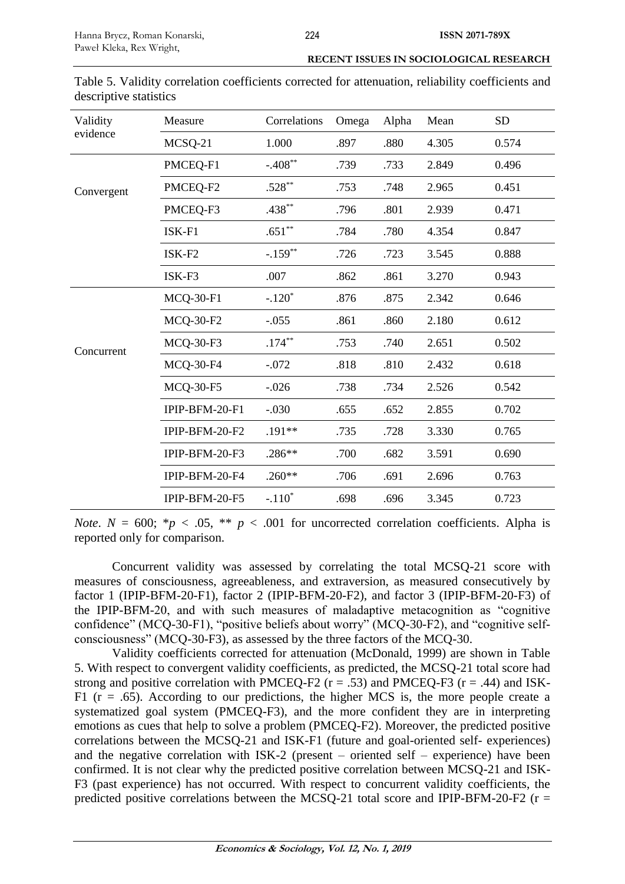Table 5. Validity correlation coefficients corrected for attenuation, reliability coefficients and descriptive statistics

| Validity evidence | Measure | Correlations | Omega | Alpha | Mean | SD |
|---|---|---|---|---|---|---|
| | MCSQ-21 | 1.000 | .897 | .880 | 4.305 | 0.574 |
| Convergent | PMCEQ-F1 | -.408** | .739 | .733 | 2.849 | 0.496 |
| | PMCEQ-F2 | .528** | .753 | .748 | 2.965 | 0.451 |
| | PMCEQ-F3 | .438** | .796 | .801 | 2.939 | 0.471 |
| | ISK-F1 | .651** | .784 | .780 | 4.354 | 0.847 |
| | ISK-F2 | -.159** | .726 | .723 | 3.545 | 0.888 |
| | ISK-F3 | .007 | .862 | .861 | 3.270 | 0.943 |
| Concurrent | MCQ-30-F1 | -.120* | .876 | .875 | 2.342 | 0.646 |
| | MCQ-30-F2 | -.055 | .861 | .860 | 2.180 | 0.612 |
| | MCQ-30-F3 | .174** | .753 | .740 | 2.651 | 0.502 |
| | MCQ-30-F4 | -.072 | .818 | .810 | 2.432 | 0.618 |
| | MCQ-30-F5 | -.026 | .738 | .734 | 2.526 | 0.542 |
| | IPIP-BFM-20-F1 | -.030 | .655 | .652 | 2.855 | 0.702 |
| | IPIP-BFM-20-F2 | .191** | .735 | .728 | 3.330 | 0.765 |
| | IPIP-BFM-20-F3 | .286** | .700 | .682 | 3.591 | 0.690 |
| | IPIP-BFM-20-F4 | .260** | .706 | .691 | 2.696 | 0.763 |
| | IPIP-BFM-20-F5 | -.110* | .698 | .696 | 3.345 | 0.723 |

*Note*. $N$ = 600; \*$p$ < .05, \*\* $p$ < .001 for uncorrected correlation coefficients. Alpha is reported only for comparison.

Concurrent validity was assessed by correlating the total MCSQ-21 score with measures of consciousness, agreeableness, and extraversion, as measured consecutively by factor 1 (IPIP-BFM-20-F1), factor 2 (IPIP-BFM-20-F2), and factor 3 (IPIP-BFM-20-F3) of the IPIP-BFM-20, and with such measures of maladaptive metacognition as "cognitive confidence" (MCQ-30-F1), "positive beliefs about worry" (MCQ-30-F2), and "cognitive self-consciousness" (MCQ-30-F3), as assessed by the three factors of the MCQ-30.

Validity coefficients corrected for attenuation (McDonald, 1999) are shown in Table 5. With respect to convergent validity coefficients, as predicted, the MCSQ-21 total score had strong and positive correlation with PMCEQ-F2 (r = .53) and PMCEQ-F3 (r = .44) and ISK-F1 (r = .65). According to our predictions, the higher MCS is, the more people create a systematized goal system (PMCEQ-F3), and the more confident they are in interpreting emotions as cues that help to solve a problem (PMCEQ-F2). Moreover, the predicted positive correlations between the MCSQ-21 and ISK-F1 (future and goal-oriented self- experiences) and the negative correlation with ISK-2 (present – oriented self – experience) have been confirmed. It is not clear why the predicted positive correlation between MCSQ-21 and ISK-F3 (past experience) has not occurred. With respect to concurrent validity coefficients, the predicted positive correlations between the MCSQ-21 total score and IPIP-BFM-20-F2 (r =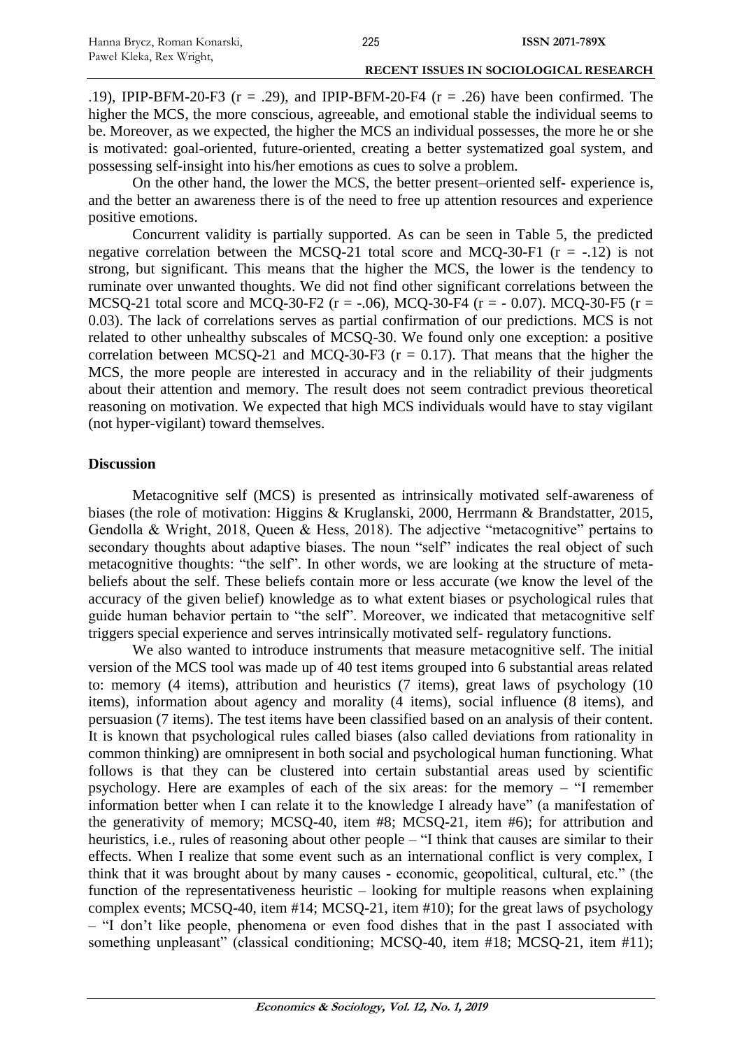.19), IPIP-BFM-20-F3 ($r = .29$), and IPIP-BFM-20-F4 ($r = .26$) have been confirmed. The higher the MCS, the more conscious, agreeable, and emotional stable the individual seems to be. Moreover, as we expected, the higher the MCS an individual possesses, the more he or she is motivated: goal-oriented, future-oriented, creating a better systematized goal system, and possessing self-insight into his/her emotions as cues to solve a problem.

On the other hand, the lower the MCS, the better present–oriented self- experience is, and the better an awareness there is of the need to free up attention resources and experience positive emotions.

Concurrent validity is partially supported. As can be seen in Table 5, the predicted negative correlation between the MCSQ-21 total score and MCQ-30-F1 ($r = -.12$) is not strong, but significant. This means that the higher the MCS, the lower is the tendency to ruminate over unwanted thoughts. We did not find other significant correlations between the MCSQ-21 total score and MCQ-30-F2 ($r = -.06$), MCQ-30-F4 ($r = - 0.07$). MCQ-30-F5 ($r = 0.03$). The lack of correlations serves as partial confirmation of our predictions. MCS is not related to other unhealthy subscales of MCSQ-30. We found only one exception: a positive correlation between MCSQ-21 and MCQ-30-F3 ($r = 0.17$). That means that the higher the MCS, the more people are interested in accuracy and in the reliability of their judgments about their attention and memory. The result does not seem contradict previous theoretical reasoning on motivation. We expected that high MCS individuals would have to stay vigilant (not hyper-vigilant) toward themselves.

## Discussion

Metacognitive self (MCS) is presented as intrinsically motivated self-awareness of biases (the role of motivation: Higgins & Kruglanski, 2000, Herrmann & Brandstatter, 2015, Gendolla & Wright, 2018, Queen & Hess, 2018). The adjective "metacognitive" pertains to secondary thoughts about adaptive biases. The noun "self" indicates the real object of such metacognitive thoughts: "the self". In other words, we are looking at the structure of meta-beliefs about the self. These beliefs contain more or less accurate (we know the level of the accuracy of the given belief) knowledge as to what extent biases or psychological rules that guide human behavior pertain to "the self". Moreover, we indicated that metacognitive self triggers special experience and serves intrinsically motivated self- regulatory functions.

We also wanted to introduce instruments that measure metacognitive self. The initial version of the MCS tool was made up of 40 test items grouped into 6 substantial areas related to: memory (4 items), attribution and heuristics (7 items), great laws of psychology (10 items), information about agency and morality (4 items), social influence (8 items), and persuasion (7 items). The test items have been classified based on an analysis of their content. It is known that psychological rules called biases (also called deviations from rationality in common thinking) are omnipresent in both social and psychological human functioning. What follows is that they can be clustered into certain substantial areas used by scientific psychology. Here are examples of each of the six areas: for the memory – "I remember information better when I can relate it to the knowledge I already have" (a manifestation of the generativity of memory; MCSQ-40, item #8; MCSQ-21, item #6); for attribution and heuristics, i.e., rules of reasoning about other people – "I think that causes are similar to their effects. When I realize that some event such as an international conflict is very complex, I think that it was brought about by many causes - economic, geopolitical, cultural, etc." (the function of the representativeness heuristic – looking for multiple reasons when explaining complex events; MCSQ-40, item #14; MCSQ-21, item #10); for the great laws of psychology – "I don't like people, phenomena or even food dishes that in the past I associated with something unpleasant" (classical conditioning; MCSQ-40, item #18; MCSQ-21, item #11);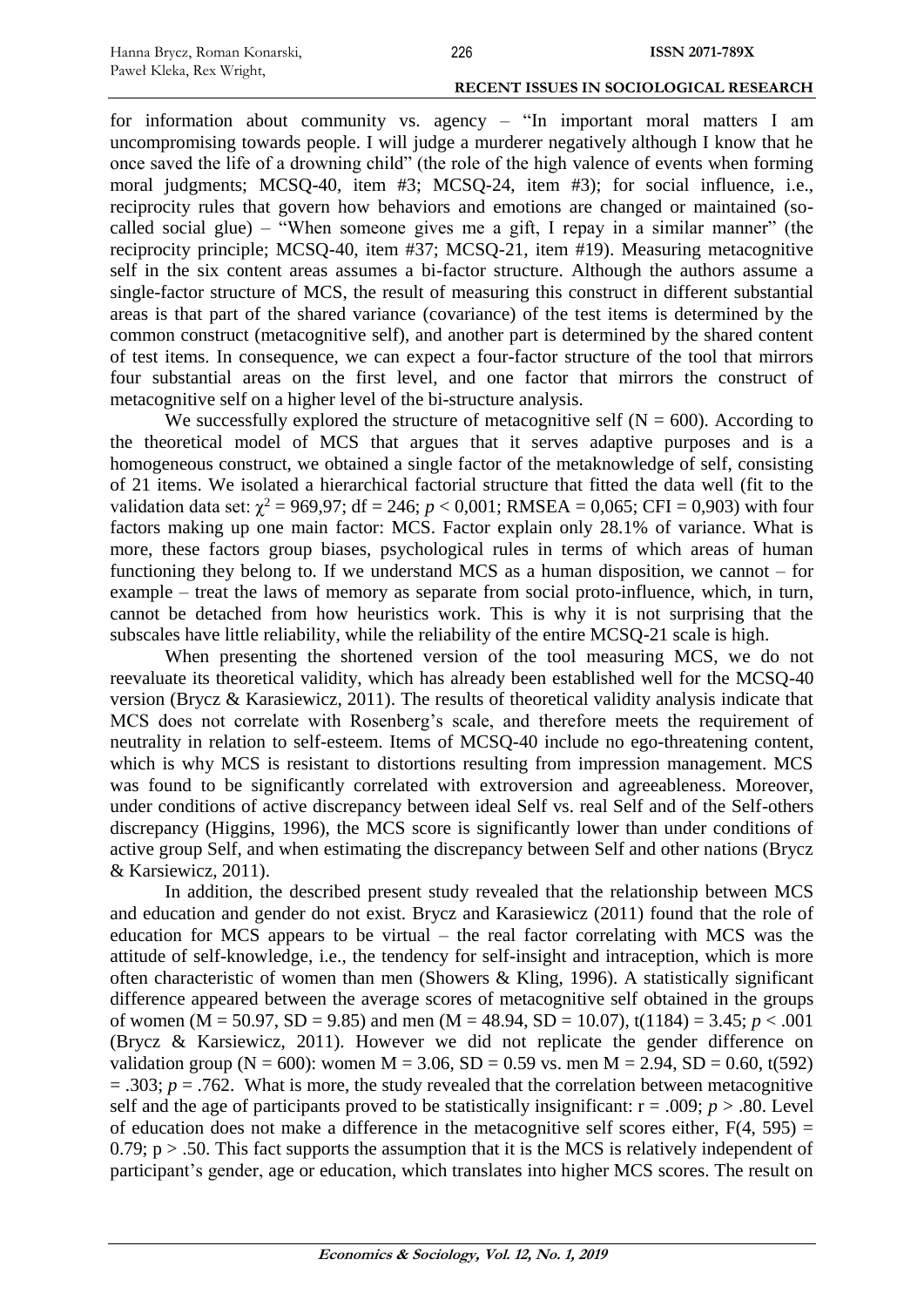for information about community vs. agency – "In important moral matters I am uncompromising towards people. I will judge a murderer negatively although I know that he once saved the life of a drowning child" (the role of the high valence of events when forming moral judgments; MCSQ-40, item #3; MCSQ-24, item #3); for social influence, i.e., reciprocity rules that govern how behaviors and emotions are changed or maintained (so-called social glue) – "When someone gives me a gift, I repay in a similar manner" (the reciprocity principle; MCSQ-40, item #37; MCSQ-21, item #19). Measuring metacognitive self in the six content areas assumes a bi-factor structure. Although the authors assume a single-factor structure of MCS, the result of measuring this construct in different substantial areas is that part of the shared variance (covariance) of the test items is determined by the common construct (metacognitive self), and another part is determined by the shared content of test items. In consequence, we can expect a four-factor structure of the tool that mirrors four substantial areas on the first level, and one factor that mirrors the construct of metacognitive self on a higher level of the bi-structure analysis.

We successfully explored the structure of metacognitive self (N = 600). According to the theoretical model of MCS that argues that it serves adaptive purposes and is a homogeneous construct, we obtained a single factor of the metaknowledge of self, consisting of 21 items. We isolated a hierarchical factorial structure that fitted the data well (fit to the validation data set: $\chi^2 = 969{,}97$; df = 246; $p < 0{,}001$; RMSEA = 0,065; CFI = 0,903) with four factors making up one main factor: MCS. Factor explain only 28.1% of variance. What is more, these factors group biases, psychological rules in terms of which areas of human functioning they belong to. If we understand MCS as a human disposition, we cannot – for example – treat the laws of memory as separate from social proto-influence, which, in turn, cannot be detached from how heuristics work. This is why it is not surprising that the subscales have little reliability, while the reliability of the entire MCSQ-21 scale is high.

When presenting the shortened version of the tool measuring MCS, we do not reevaluate its theoretical validity, which has already been established well for the MCSQ-40 version (Brycz & Karasiewicz, 2011). The results of theoretical validity analysis indicate that MCS does not correlate with Rosenberg's scale, and therefore meets the requirement of neutrality in relation to self-esteem. Items of MCSQ-40 include no ego-threatening content, which is why MCS is resistant to distortions resulting from impression management. MCS was found to be significantly correlated with extroversion and agreeableness. Moreover, under conditions of active discrepancy between ideal Self vs. real Self and of the Self-others discrepancy (Higgins, 1996), the MCS score is significantly lower than under conditions of active group Self, and when estimating the discrepancy between Self and other nations (Brycz & Karsiewicz, 2011).

In addition, the described present study revealed that the relationship between MCS and education and gender do not exist. Brycz and Karasiewicz (2011) found that the role of education for MCS appears to be virtual – the real factor correlating with MCS was the attitude of self-knowledge, i.e., the tendency for self-insight and intraception, which is more often characteristic of women than men (Showers & Kling, 1996). A statistically significant difference appeared between the average scores of metacognitive self obtained in the groups of women (M = 50.97, SD = 9.85) and men (M = 48.94, SD = 10.07), $t(1184) = 3.45$; $p < .001$ (Brycz & Karsiewicz, 2011). However we did not replicate the gender difference on validation group (N = 600): women M = 3.06, SD = 0.59 vs. men M = 2.94, SD = 0.60, $t(592) = .303$; $p = .762$. What is more, the study revealed that the correlation between metacognitive self and the age of participants proved to be statistically insignificant: $r = .009$; $p > .80$. Level of education does not make a difference in the metacognitive self scores either, $F(4, 595) = 0.79$; $p > .50$. This fact supports the assumption that it is the MCS is relatively independent of participant's gender, age or education, which translates into higher MCS scores. The result on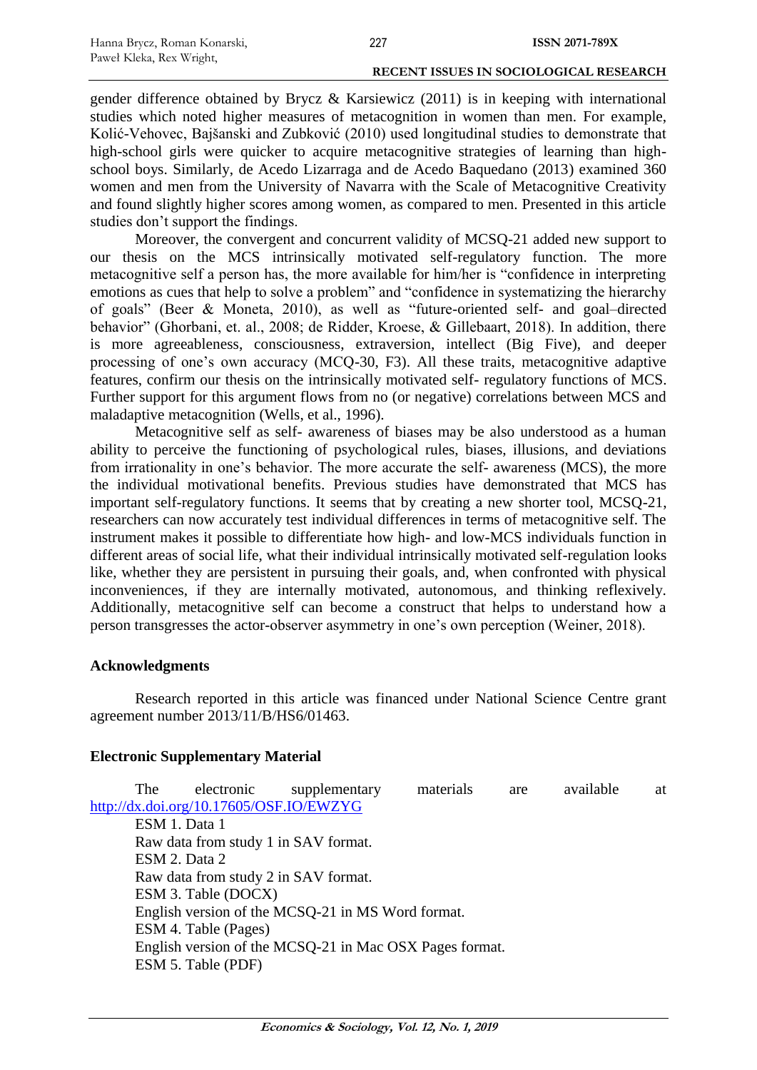gender difference obtained by Brycz & Karsiewicz (2011) is in keeping with international studies which noted higher measures of metacognition in women than men. For example, Kolić-Vehovec, Bajšanski and Zubković (2010) used longitudinal studies to demonstrate that high-school girls were quicker to acquire metacognitive strategies of learning than high-school boys. Similarly, de Acedo Lizarraga and de Acedo Baquedano (2013) examined 360 women and men from the University of Navarra with the Scale of Metacognitive Creativity and found slightly higher scores among women, as compared to men. Presented in this article studies don't support the findings.

Moreover, the convergent and concurrent validity of MCSQ-21 added new support to our thesis on the MCS intrinsically motivated self-regulatory function. The more metacognitive self a person has, the more available for him/her is "confidence in interpreting emotions as cues that help to solve a problem" and "confidence in systematizing the hierarchy of goals" (Beer & Moneta, 2010), as well as "future-oriented self- and goal–directed behavior" (Ghorbani, et. al., 2008; de Ridder, Kroese, & Gillebaart, 2018). In addition, there is more agreeableness, consciousness, extraversion, intellect (Big Five), and deeper processing of one's own accuracy (MCQ-30, F3). All these traits, metacognitive adaptive features, confirm our thesis on the intrinsically motivated self- regulatory functions of MCS. Further support for this argument flows from no (or negative) correlations between MCS and maladaptive metacognition (Wells, et al., 1996).

Metacognitive self as self- awareness of biases may be also understood as a human ability to perceive the functioning of psychological rules, biases, illusions, and deviations from irrationality in one's behavior. The more accurate the self- awareness (MCS), the more the individual motivational benefits. Previous studies have demonstrated that MCS has important self-regulatory functions. It seems that by creating a new shorter tool, MCSQ-21, researchers can now accurately test individual differences in terms of metacognitive self. The instrument makes it possible to differentiate how high- and low-MCS individuals function in different areas of social life, what their individual intrinsically motivated self-regulation looks like, whether they are persistent in pursuing their goals, and, when confronted with physical inconveniences, if they are internally motivated, autonomous, and thinking reflexively. Additionally, metacognitive self can become a construct that helps to understand how a person transgresses the actor-observer asymmetry in one's own perception (Weiner, 2018).

## Acknowledgments

Research reported in this article was financed under National Science Centre grant agreement number 2013/11/B/HS6/01463.

## Electronic Supplementary Material

The electronic supplementary materials are available at http://dx.doi.org/10.17605/OSF.IO/EWZYG

ESM 1. Data 1

Raw data from study 1 in SAV format.

ESM 2. Data 2

Raw data from study 2 in SAV format.

ESM 3. Table (DOCX)

English version of the MCSQ-21 in MS Word format.

ESM 4. Table (Pages)

English version of the MCSQ-21 in Mac OSX Pages format.

ESM 5. Table (PDF)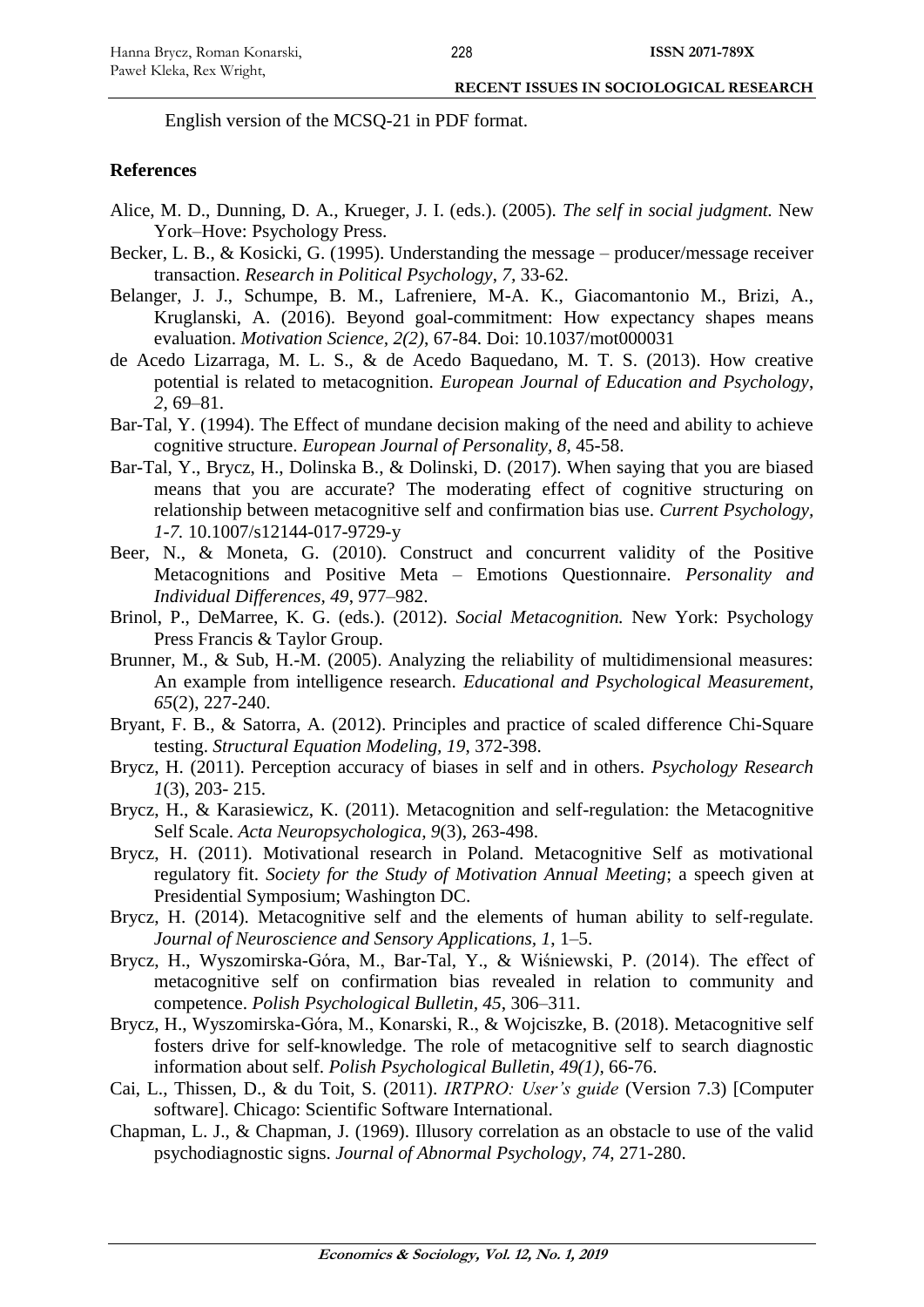English version of the MCSQ-21 in PDF format.

## References

Alice, M. D., Dunning, D. A., Krueger, J. I. (eds.). (2005). *The self in social judgment.* New York–Hove: Psychology Press.

Becker, L. B., & Kosicki, G. (1995). Understanding the message – producer/message receiver transaction. *Research in Political Psychology, 7*, 33-62.

Belanger, J. J., Schumpe, B. M., Lafreniere, M-A. K., Giacomantonio M., Brizi, A., Kruglanski, A. (2016). Beyond goal-commitment: How expectancy shapes means evaluation. *Motivation Science, 2(2)*, 67-84. Doi: 10.1037/mot000031

de Acedo Lizarraga, M. L. S., & de Acedo Baquedano, M. T. S. (2013). How creative potential is related to metacognition. *European Journal of Education and Psychology, 2*, 69–81.

Bar-Tal, Y. (1994). The Effect of mundane decision making of the need and ability to achieve cognitive structure. *European Journal of Personality, 8*, 45-58.

Bar-Tal, Y., Brycz, H., Dolinska B., & Dolinski, D. (2017). When saying that you are biased means that you are accurate? The moderating effect of cognitive structuring on relationship between metacognitive self and confirmation bias use. *Current Psychology, 1-7.* 10.1007/s12144-017-9729-y

Beer, N., & Moneta, G. (2010). Construct and concurrent validity of the Positive Metacognitions and Positive Meta – Emotions Questionnaire. *Personality and Individual Differences, 49*, 977–982.

Brinol, P., DeMarree, K. G. (eds.). (2012). *Social Metacognition.* New York: Psychology Press Francis & Taylor Group.

Brunner, M., & Sub, H.-M. (2005). Analyzing the reliability of multidimensional measures: An example from intelligence research. *Educational and Psychological Measurement, 65*(2), 227-240.

Bryant, F. B., & Satorra, A. (2012). Principles and practice of scaled difference Chi-Square testing. *Structural Equation Modeling, 19*, 372-398.

Brycz, H. (2011). Perception accuracy of biases in self and in others. *Psychology Research 1*(3), 203- 215.

Brycz, H., & Karasiewicz, K. (2011). Metacognition and self-regulation: the Metacognitive Self Scale. *Acta Neuropsychologica, 9*(3), 263-498.

Brycz, H. (2011). Motivational research in Poland. Metacognitive Self as motivational regulatory fit. *Society for the Study of Motivation Annual Meeting*; a speech given at Presidential Symposium; Washington DC.

Brycz, H. (2014). Metacognitive self and the elements of human ability to self-regulate. *Journal of Neuroscience and Sensory Applications, 1*, 1–5.

Brycz, H., Wyszomirska-Góra, M., Bar-Tal, Y., & Wiśniewski, P. (2014). The effect of metacognitive self on confirmation bias revealed in relation to community and competence. *Polish Psychological Bulletin, 45*, 306–311.

Brycz, H., Wyszomirska-Góra, M., Konarski, R., & Wojciszke, B. (2018). Metacognitive self fosters drive for self-knowledge. The role of metacognitive self to search diagnostic information about self. *Polish Psychological Bulletin, 49(1)*, 66-76.

Cai, L., Thissen, D., & du Toit, S. (2011). *IRTPRO: User's guide* (Version 7.3) [Computer software]. Chicago: Scientific Software International.

Chapman, L. J., & Chapman, J. (1969). Illusory correlation as an obstacle to use of the valid psychodiagnostic signs. *Journal of Abnormal Psychology, 74*, 271-280.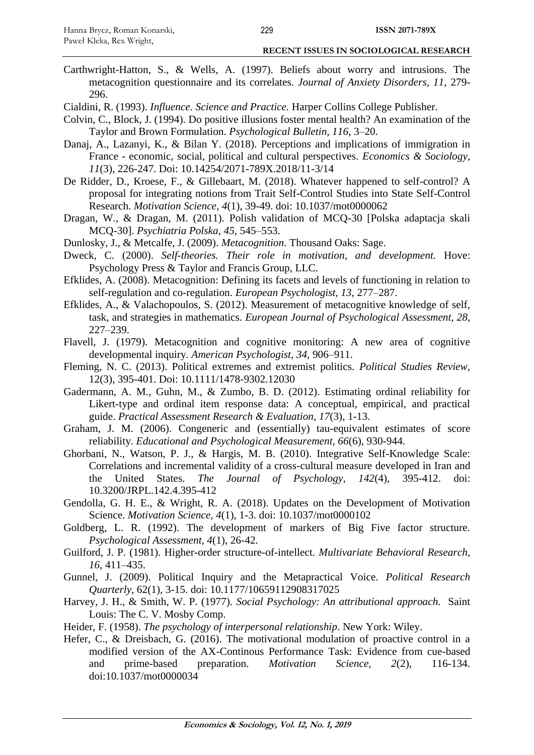Carthwright-Hatton, S., & Wells, A. (1997). Beliefs about worry and intrusions. The metacognition questionnaire and its correlates. *Journal of Anxiety Disorders, 11*, 279-296.

Cialdini, R. (1993). *Influence. Science and Practice.* Harper Collins College Publisher.

Colvin, C., Block, J. (1994). Do positive illusions foster mental health? An examination of the Taylor and Brown Formulation. *Psychological Bulletin, 116*, 3–20.

Danaj, A., Lazanyi, K., & Bilan Y. (2018). Perceptions and implications of immigration in France - economic, social, political and cultural perspectives. *Economics & Sociology, 11*(3), 226-247. Doi: 10.14254/2071-789X.2018/11-3/14

De Ridder, D., Kroese, F., & Gillebaart, M. (2018). Whatever happened to self-control? A proposal for integrating notions from Trait Self-Control Studies into State Self-Control Research. *Motivation Science, 4*(1), 39-49. doi: 10.1037/mot0000062

Dragan, W., & Dragan, M. (2011). Polish validation of MCQ-30 [Polska adaptacja skali MCQ-30]. *Psychiatria Polska, 45*, 545–553.

Dunlosky, J., & Metcalfe, J. (2009). *Metacognition*. Thousand Oaks: Sage.

Dweck, C. (2000). *Self-theories. Their role in motivation, and development.* Hove: Psychology Press & Taylor and Francis Group, LLC.

Efklides, A. (2008). Metacognition: Defining its facets and levels of functioning in relation to self-regulation and co-regulation. *European Psychologist, 13*, 277–287.

Efklides, A., & Valachopoulos, S. (2012). Measurement of metacognitive knowledge of self, task, and strategies in mathematics. *European Journal of Psychological Assessment, 28*, 227–239.

Flavell, J. (1979). Metacognition and cognitive monitoring: A new area of cognitive developmental inquiry. *American Psychologist, 34,* 906–911.

Fleming, N. C. (2013). Political extremes and extremist politics. *Political Studies Review*, 12(3), 395-401. Doi: 10.1111/1478-9302.12030

Gadermann, A. M., Guhn, M., & Zumbo, B. D. (2012). Estimating ordinal reliability for Likert-type and ordinal item response data: A conceptual, empirical, and practical guide. *Practical Assessment Research & Evaluation, 17*(3), 1-13.

Graham, J. M. (2006). Congeneric and (essentially) tau-equivalent estimates of score reliability. *Educational and Psychological Measurement, 66*(6), 930-944.

Ghorbani, N., Watson, P. J., & Hargis, M. B. (2010). Integrative Self-Knowledge Scale: Correlations and incremental validity of a cross-cultural measure developed in Iran and the United States. *The Journal of Psychology, 142*(4), 395-412. doi: 10.3200/JRPL.142.4.395-412

Gendolla, G. H. E., & Wright, R. A. (2018). Updates on the Development of Motivation Science. *Motivation Science, 4*(1), 1-3. doi: 10.1037/mot0000102

Goldberg, L. R. (1992). The development of markers of Big Five factor structure. *Psychological Assessment, 4*(1), 26-42.

Guilford, J. P. (1981). Higher-order structure-of-intellect. *Multivariate Behavioral Research, 16*, 411–435.

Gunnel, J. (2009). Political Inquiry and the Metapractical Voice. *Political Research Quarterly*, 62(1), 3-15. doi: 10.1177/10659112908317025

Harvey, J. H., & Smith, W. P. (1977). *Social Psychology: An attributional approach.* Saint Louis: The C. V. Mosby Comp.

Heider, F. (1958). *The psychology of interpersonal relationship*. New York: Wiley.

Hefer, C., & Dreisbach, G. (2016). The motivational modulation of proactive control in a modified version of the AX-Continous Performance Task: Evidence from cue-based and prime-based preparation. *Motivation Science, 2*(2), 116-134. doi:10.1037/mot0000034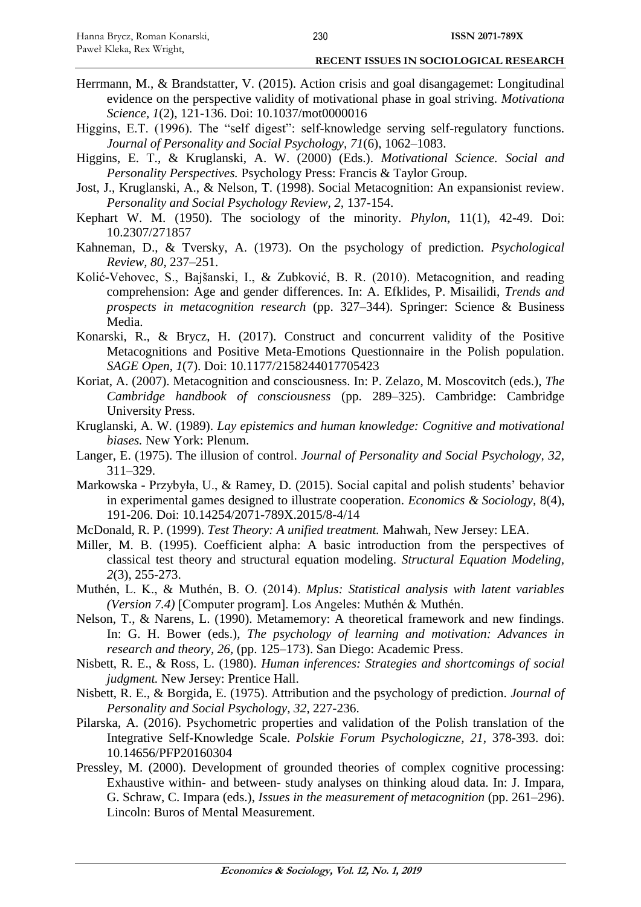Herrmann, M., & Brandstatter, V. (2015). Action crisis and goal disangagemet: Longitudinal evidence on the perspective validity of motivational phase in goal striving. *Motivationa Science*, *1*(2), 121-136. Doi: 10.1037/mot0000016

Higgins, E.T. (1996). The "self digest": self-knowledge serving self-regulatory functions. *Journal of Personality and Social Psychology, 71*(6), 1062–1083.

Higgins, E. T., & Kruglanski, A. W. (2000) (Eds.). *Motivational Science. Social and Personality Perspectives.* Psychology Press: Francis & Taylor Group.

Jost, J., Kruglanski, A., & Nelson, T. (1998). Social Metacognition: An expansionist review. *Personality and Social Psychology Review, 2*, 137-154.

Kephart W. M. (1950). The sociology of the minority. *Phylon*, 11(1), 42-49. Doi: 10.2307/271857

Kahneman, D., & Tversky, A. (1973). On the psychology of prediction. *Psychological Review, 80*, 237–251.

Kolić-Vehovec, S., Bajšanski, I., & Zubković, B. R. (2010). Metacognition, and reading comprehension: Age and gender differences. In: A. Efklides, P. Misailidi, *Trends and prospects in metacognition research* (pp. 327–344). Springer: Science & Business Media.

Konarski, R., & Brycz, H. (2017). Construct and concurrent validity of the Positive Metacognitions and Positive Meta-Emotions Questionnaire in the Polish population. *SAGE Open*, *1*(7). Doi: 10.1177/2158244017705423

Koriat, A. (2007). Metacognition and consciousness. In: P. Zelazo, M. Moscovitch (eds.), *The Cambridge handbook of consciousness* (pp. 289–325). Cambridge: Cambridge University Press.

Kruglanski, A. W. (1989). *Lay epistemics and human knowledge: Cognitive and motivational biases.* New York: Plenum.

Langer, E. (1975). The illusion of control. *Journal of Personality and Social Psychology, 32*, 311–329.

Markowska - Przybyła, U., & Ramey, D. (2015). Social capital and polish students' behavior in experimental games designed to illustrate cooperation. *Economics & Sociology*, 8(4), 191-206. Doi: 10.14254/2071-789X.2015/8-4/14

McDonald, R. P. (1999). *Test Theory: A unified treatment.* Mahwah, New Jersey: LEA.

Miller, M. B. (1995). Coefficient alpha: A basic introduction from the perspectives of classical test theory and structural equation modeling. *Structural Equation Modeling*, *2*(3), 255-273.

Muthén, L. K., & Muthén, B. O. (2014). *Mplus: Statistical analysis with latent variables (Version 7.4)* [Computer program]. Los Angeles: Muthén & Muthén.

Nelson, T., & Narens, L. (1990). Metamemory: A theoretical framework and new findings. In: G. H. Bower (eds.), *The psychology of learning and motivation: Advances in research and theory, 26*, (pp. 125–173). San Diego: Academic Press.

Nisbett, R. E., & Ross, L. (1980). *Human inferences: Strategies and shortcomings of social judgment.* New Jersey: Prentice Hall.

Nisbett, R. E., & Borgida, E. (1975). Attribution and the psychology of prediction. *Journal of Personality and Social Psychology, 32*, 227-236.

Pilarska, A. (2016). Psychometric properties and validation of the Polish translation of the Integrative Self-Knowledge Scale. *Polskie Forum Psychologiczne, 21*, 378-393. doi: 10.14656/PFP20160304

Pressley, M. (2000). Development of grounded theories of complex cognitive processing: Exhaustive within- and between- study analyses on thinking aloud data. In: J. Impara, G. Schraw, C. Impara (eds.), *Issues in the measurement of metacognition* (pp. 261–296). Lincoln: Buros of Mental Measurement.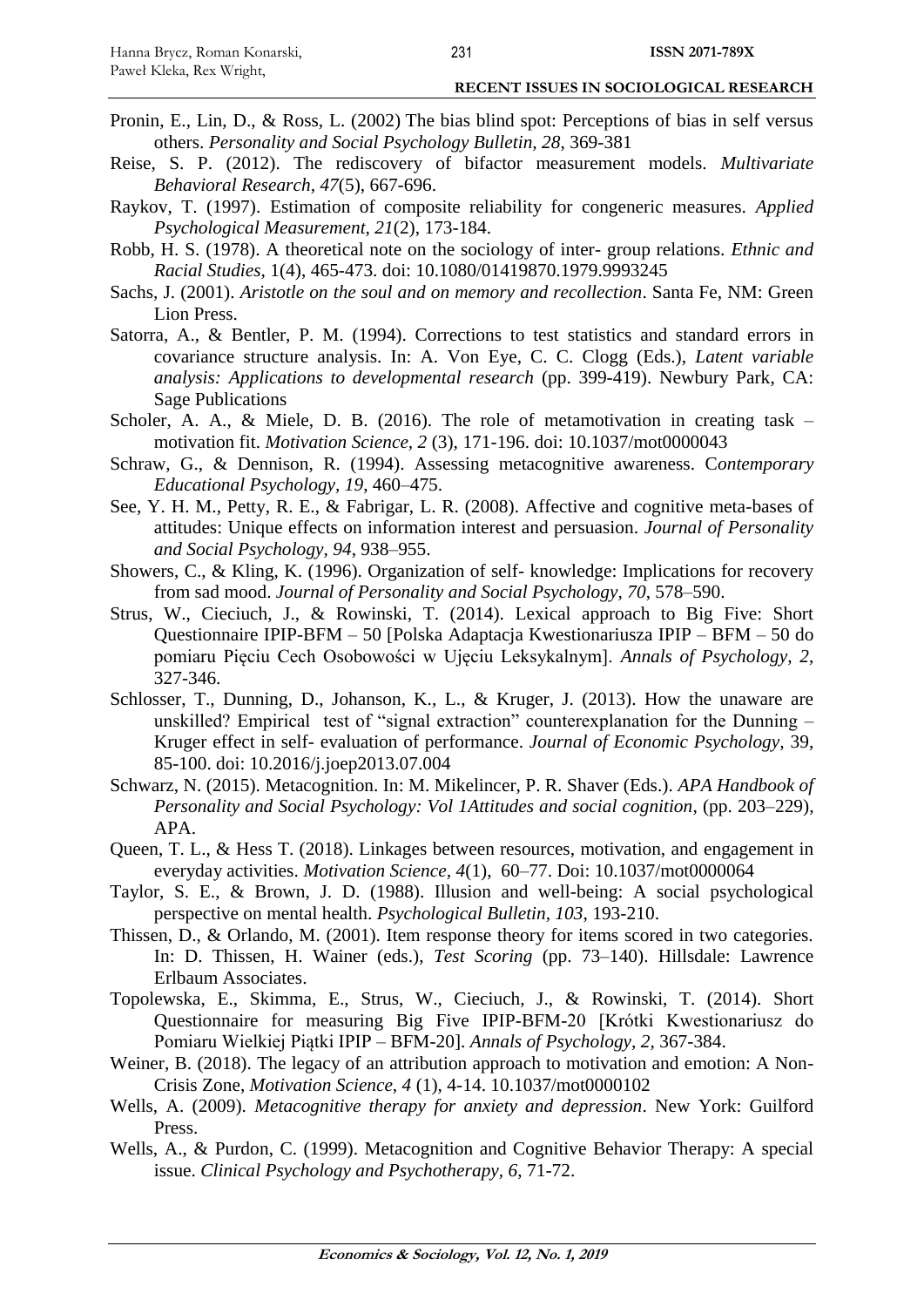Pronin, E., Lin, D., & Ross, L. (2002) The bias blind spot: Perceptions of bias in self versus others. *Personality and Social Psychology Bulletin*, *28*, 369-381

Reise, S. P. (2012). The rediscovery of bifactor measurement models. *Multivariate Behavioral Research*, *47*(5), 667-696.

Raykov, T. (1997). Estimation of composite reliability for congeneric measures. *Applied Psychological Measurement*, *21*(2), 173-184.

Robb, H. S. (1978). A theoretical note on the sociology of inter- group relations. *Ethnic and Racial Studies*, 1(4), 465-473. doi: 10.1080/01419870.1979.9993245

Sachs, J. (2001). *Aristotle on the soul and on memory and recollection*. Santa Fe, NM: Green Lion Press.

Satorra, A., & Bentler, P. M. (1994). Corrections to test statistics and standard errors in covariance structure analysis. In: A. Von Eye, C. C. Clogg (Eds.), *Latent variable analysis: Applications to developmental research* (pp. 399-419). Newbury Park, CA: Sage Publications

Scholer, A. A., & Miele, D. B. (2016). The role of metamotivation in creating task – motivation fit. *Motivation Science, 2* (3), 171-196. doi: 10.1037/mot0000043

Schraw, G., & Dennison, R. (1994). Assessing metacognitive awareness. C*ontemporary Educational Psychology*, *19*, 460–475.

See, Y. H. M., Petty, R. E., & Fabrigar, L. R. (2008). Affective and cognitive meta-bases of attitudes: Unique effects on information interest and persuasion. *Journal of Personality and Social Psychology*, *94*, 938–955.

Showers, C., & Kling, K. (1996). Organization of self- knowledge: Implications for recovery from sad mood. *Journal of Personality and Social Psychology*, *70*, 578–590.

Strus, W., Cieciuch, J., & Rowinski, T. (2014). Lexical approach to Big Five: Short Questionnaire IPIP-BFM – 50 [Polska Adaptacja Kwestionariusza IPIP – BFM – 50 do pomiaru Pięciu Cech Osobowości w Ujęciu Leksykalnym]. *Annals of Psychology, 2*, 327-346.

Schlosser, T., Dunning, D., Johanson, K., L., & Kruger, J. (2013). How the unaware are unskilled? Empirical test of "signal extraction" counterexplanation for the Dunning – Kruger effect in self- evaluation of performance. *Journal of Economic Psychology*, 39, 85-100. doi: 10.2016/j.joep2013.07.004

Schwarz, N. (2015). Metacognition. In: M. Mikelincer, P. R. Shaver (Eds.). *APA Handbook of Personality and Social Psychology: Vol 1Attitudes and social cognition*, (pp. 203–229), APA.

Queen, T. L., & Hess T. (2018). Linkages between resources, motivation, and engagement in everyday activities. *Motivation Science*, *4*(1), 60–77. Doi: 10.1037/mot0000064

Taylor, S. E., & Brown, J. D. (1988). Illusion and well-being: A social psychological perspective on mental health. *Psychological Bulletin, 103*, 193-210.

Thissen, D., & Orlando, M. (2001). Item response theory for items scored in two categories. In: D. Thissen, H. Wainer (eds.), *Test Scoring* (pp. 73–140). Hillsdale: Lawrence Erlbaum Associates.

Topolewska, E., Skimma, E., Strus, W., Cieciuch, J., & Rowinski, T. (2014). Short Questionnaire for measuring Big Five IPIP-BFM-20 [Krótki Kwestionariusz do Pomiaru Wielkiej Piątki IPIP – BFM-20]. *Annals of Psychology*, *2,* 367-384.

Weiner, B. (2018). The legacy of an attribution approach to motivation and emotion: A Non-Crisis Zone, *Motivation Science, 4* (1), 4-14. 10.1037/mot0000102

Wells, A. (2009). *Metacognitive therapy for anxiety and depression*. New York: Guilford Press.

Wells, A., & Purdon, C. (1999). Metacognition and Cognitive Behavior Therapy: A special issue. *Clinical Psychology and Psychotherapy*, *6*, 71-72.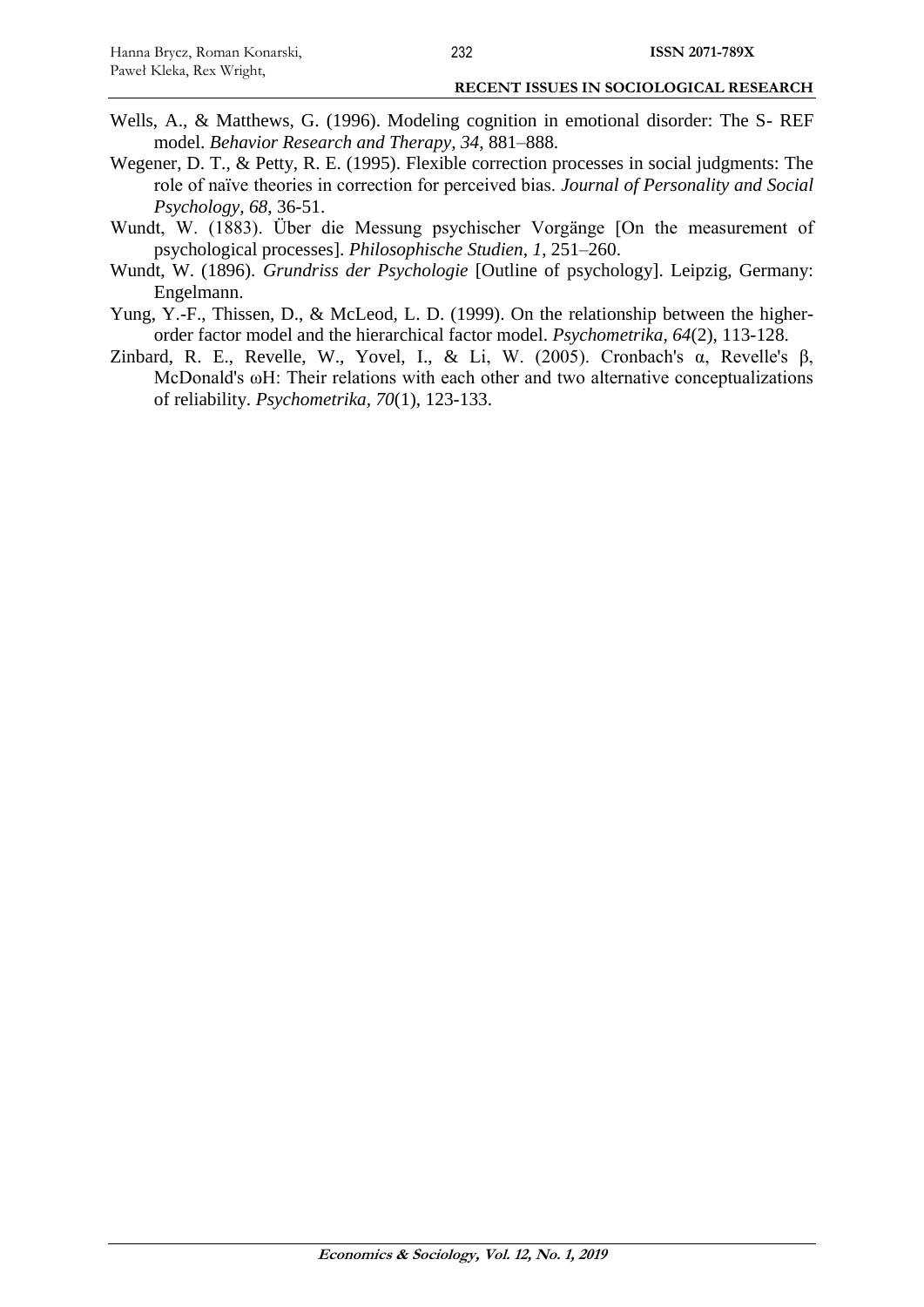Wells, A., & Matthews, G. (1996). Modeling cognition in emotional disorder: The S- REF model. *Behavior Research and Therapy, 34*, 881–888.

Wegener, D. T., & Petty, R. E. (1995). Flexible correction processes in social judgments: The role of naïve theories in correction for perceived bias. *Journal of Personality and Social Psychology, 68*, 36-51.

Wundt, W. (1883). Über die Messung psychischer Vorgänge [On the measurement of psychological processes]. *Philosophische Studien, 1*, 251–260.

Wundt, W. (1896). *Grundriss der Psychologie* [Outline of psychology]. Leipzig, Germany: Engelmann.

Yung, Y.-F., Thissen, D., & McLeod, L. D. (1999). On the relationship between the higher-order factor model and the hierarchical factor model. *Psychometrika, 64*(2), 113-128.

Zinbard, R. E., Revelle, W., Yovel, I., & Li, W. (2005). Cronbach's α, Revelle's β, McDonald's ωH: Their relations with each other and two alternative conceptualizations of reliability. *Psychometrika, 70*(1), 123-133.